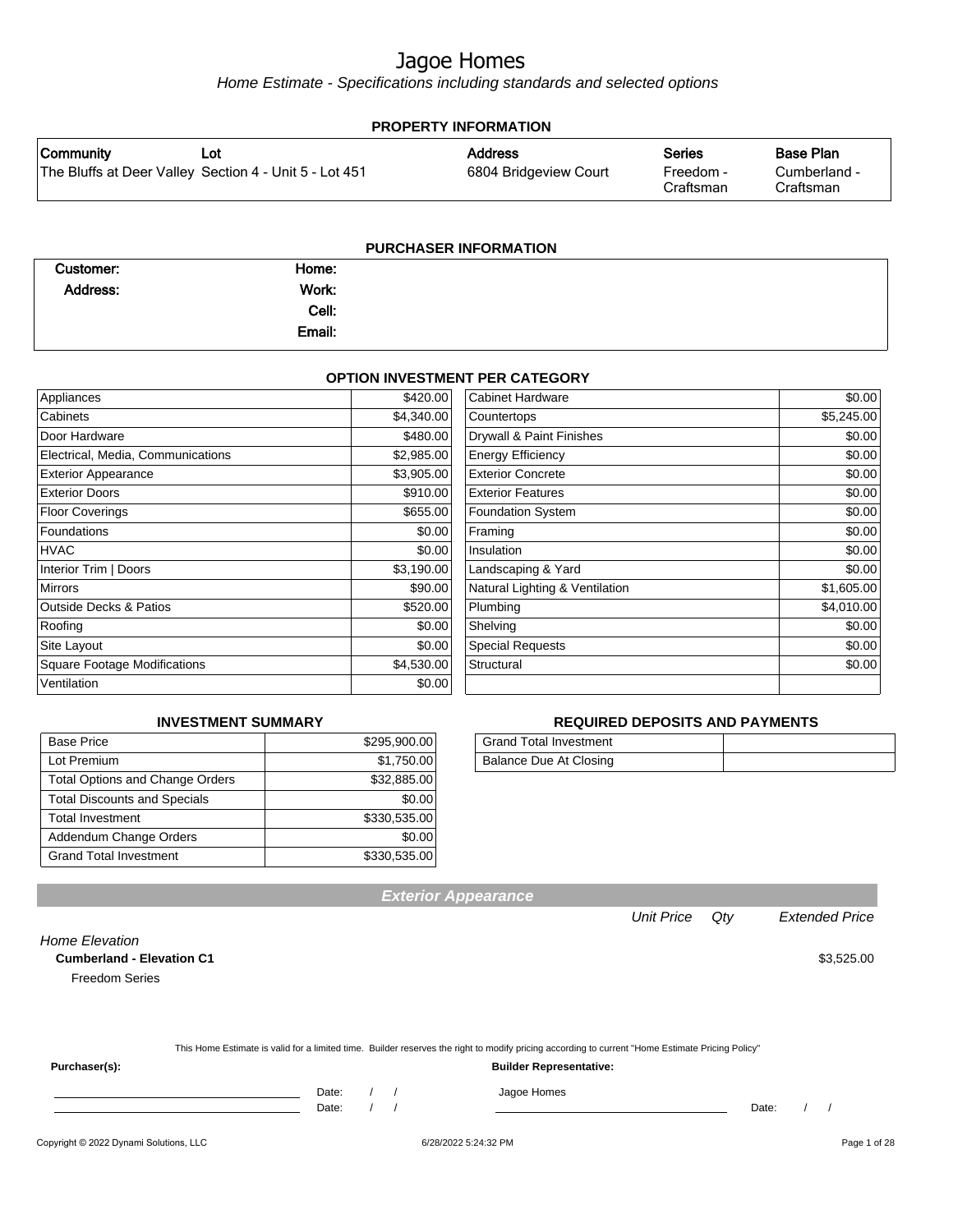# Jagoe Homes

*Home Estimate - Specifications including standards and selected options*

## PROPERTY INFORMATION

| Community | Lot | Address | Series | Base Plan |
|---|---|---|---|---|
| The Bluffs at Deer Valley | Section 4 - Unit 5 - Lot 451 | 6804 Bridgeview Court | Freedom - Craftsman | Cumberland - Craftsman |

## PURCHASER INFORMATION

| | | | |
|---|---|---|---|
| Customer: | | Home: | |
| Address: | | Work: | |
| | | Cell: | |
| | | Email: | |

## OPTION INVESTMENT PER CATEGORY

| Category | Amount | Category | Amount |
|---|---|---|---|
| Appliances | $420.00 | Cabinet Hardware | $0.00 |
| Cabinets | $4,340.00 | Countertops | $5,245.00 |
| Door Hardware | $480.00 | Drywall & Paint Finishes | $0.00 |
| Electrical, Media, Communications | $2,985.00 | Energy Efficiency | $0.00 |
| Exterior Appearance | $3,905.00 | Exterior Concrete | $0.00 |
| Exterior Doors | $910.00 | Exterior Features | $0.00 |
| Floor Coverings | $655.00 | Foundation System | $0.00 |
| Foundations | $0.00 | Framing | $0.00 |
| HVAC | $0.00 | Insulation | $0.00 |
| Interior Trim \| Doors | $3,190.00 | Landscaping & Yard | $0.00 |
| Mirrors | $90.00 | Natural Lighting & Ventilation | $1,605.00 |
| Outside Decks & Patios | $520.00 | Plumbing | $4,010.00 |
| Roofing | $0.00 | Shelving | $0.00 |
| Site Layout | $0.00 | Special Requests | $0.00 |
| Square Footage Modifications | $4,530.00 | Structural | $0.00 |
| Ventilation | $0.00 | | |

## INVESTMENT SUMMARY

| | |
|---|---|
| Base Price | $295,900.00 |
| Lot Premium | $1,750.00 |
| Total Options and Change Orders | $32,885.00 |
| Total Discounts and Specials | $0.00 |
| Total Investment | $330,535.00 |
| Addendum Change Orders | $0.00 |
| Grand Total Investment | $330,535.00 |

## REQUIRED DEPOSITS AND PAYMENTS

| | |
|---|---|
| Grand Total Investment | |
| Balance Due At Closing | |

## Exterior Appearance

| | Unit Price | Qty | Extended Price |
|---|---|---|---|
| *Home Elevation* | | | |
| **Cumberland - Elevation C1** | | | $3,525.00 |
| Freedom Series | | | |

This Home Estimate is valid for a limited time. Builder reserves the right to modify pricing according to current "Home Estimate Pricing Policy"

**Purchaser(s):**

Date: / /

Date: / /

**Builder Representative:**

Jagoe Homes

Date: / /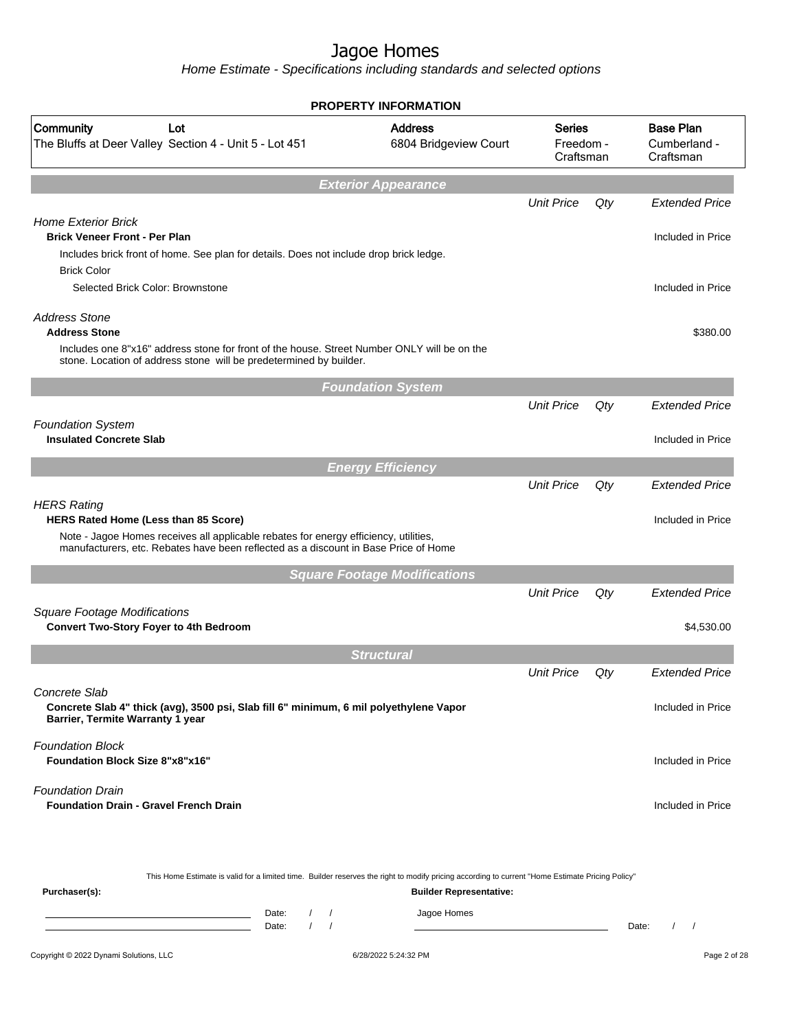# Jagoe Homes

*Home Estimate - Specifications including standards and selected options*

## PROPERTY INFORMATION

| Community | Lot | Address | Series | Base Plan |
|---|---|---|---|---|
| The Bluffs at Deer Valley | Section 4 - Unit 5 - Lot 451 | 6804 Bridgeview Court | Freedom - Craftsman | Cumberland - Craftsman |

## Exterior Appearance

| | Unit Price | Qty | Extended Price |
|---|---|---|---|
| *Home Exterior Brick* | | | |
| **Brick Veneer Front - Per Plan** | | | Included in Price |
| Includes brick front of home. See plan for details. Does not include drop brick ledge. | | | |
| Brick Color | | | |
| Selected Brick Color: Brownstone | | | Included in Price |
| *Address Stone* | | | |
| **Address Stone** | | | $380.00 |
| Includes one 8"x16" address stone for front of the house. Street Number ONLY will be on the stone. Location of address stone will be predetermined by builder. | | | |

## Foundation System

| | Unit Price | Qty | Extended Price |
|---|---|---|---|
| *Foundation System* | | | |
| **Insulated Concrete Slab** | | | Included in Price |

## Energy Efficiency

| | Unit Price | Qty | Extended Price |
|---|---|---|---|
| *HERS Rating* | | | |
| **HERS Rated Home (Less than 85 Score)** | | | Included in Price |
| Note - Jagoe Homes receives all applicable rebates for energy efficiency, utilities, manufacturers, etc. Rebates have been reflected as a discount in Base Price of Home | | | |

## Square Footage Modifications

| | Unit Price | Qty | Extended Price |
|---|---|---|---|
| *Square Footage Modifications* | | | |
| **Convert Two-Story Foyer to 4th Bedroom** | | | $4,530.00 |

## Structural

| | Unit Price | Qty | Extended Price |
|---|---|---|---|
| *Concrete Slab* | | | |
| **Concrete Slab 4" thick (avg), 3500 psi, Slab fill 6" minimum, 6 mil polyethylene Vapor Barrier, Termite Warranty 1 year** | | | Included in Price |
| *Foundation Block* | | | |
| **Foundation Block Size 8"x8"x16"** | | | Included in Price |
| *Foundation Drain* | | | |
| **Foundation Drain - Gravel French Drain** | | | Included in Price |

This Home Estimate is valid for a limited time. Builder reserves the right to modify pricing according to current "Home Estimate Pricing Policy"

**Purchaser(s):** Date: / / Date: / /

**Builder Representative:** Jagoe Homes Date: / /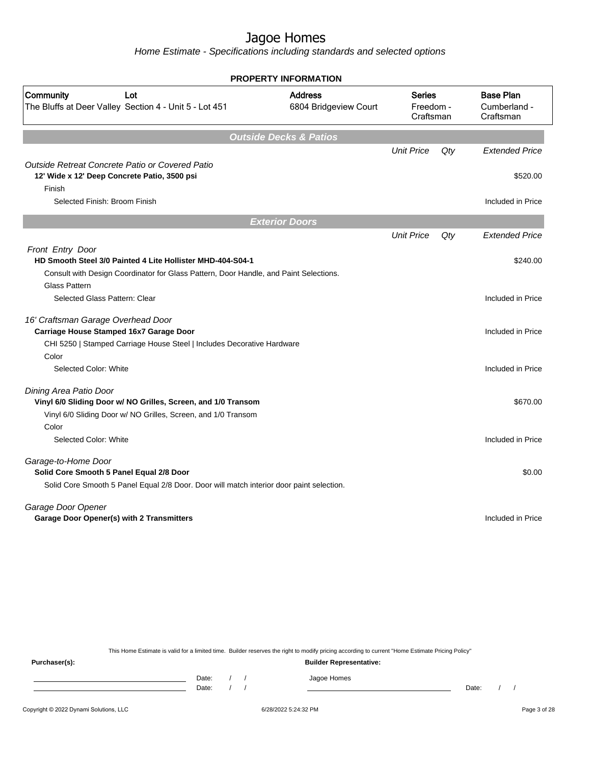# Jagoe Homes

*Home Estimate - Specifications including standards and selected options*

## PROPERTY INFORMATION

| Community | Lot | Address | Series | Base Plan |
|---|---|---|---|---|
| The Bluffs at Deer Valley | Section 4 - Unit 5 - Lot 451 | 6804 Bridgeview Court | Freedom - Craftsman | Cumberland - Craftsman |

## Outside Decks & Patios

| | Unit Price | Qty | Extended Price |
|---|---|---|---|
| *Outside Retreat Concrete Patio or Covered Patio* | | | |
| **12' Wide x 12' Deep Concrete Patio, 3500 psi** | | | $520.00 |
| Finish | | | |
| Selected Finish: Broom Finish | | | Included in Price |

## Exterior Doors

| | Unit Price | Qty | Extended Price |
|---|---|---|---|
| *Front Entry Door* | | | |
| **HD Smooth Steel 3/0 Painted 4 Lite Hollister MHD-404-S04-1** | | | $240.00 |
| Consult with Design Coordinator for Glass Pattern, Door Handle, and Paint Selections. | | | |
| Glass Pattern | | | |
| Selected Glass Pattern: Clear | | | Included in Price |
| *16' Craftsman Garage Overhead Door* | | | |
| **Carriage House Stamped 16x7 Garage Door** | | | Included in Price |
| CHI 5250 \| Stamped Carriage House Steel \| Includes Decorative Hardware | | | |
| Color | | | |
| Selected Color: White | | | Included in Price |
| *Dining Area Patio Door* | | | |
| **Vinyl 6/0 Sliding Door w/ NO Grilles, Screen, and 1/0 Transom** | | | $670.00 |
| Vinyl 6/0 Sliding Door w/ NO Grilles, Screen, and 1/0 Transom | | | |
| Color | | | |
| Selected Color: White | | | Included in Price |
| *Garage-to-Home Door* | | | |
| **Solid Core Smooth 5 Panel Equal 2/8 Door** | | | $0.00 |
| Solid Core Smooth 5 Panel Equal 2/8 Door. Door will match interior door paint selection. | | | |
| *Garage Door Opener* | | | |
| **Garage Door Opener(s) with 2 Transmitters** | | | Included in Price |

This Home Estimate is valid for a limited time. Builder reserves the right to modify pricing according to current "Home Estimate Pricing Policy"

**Purchaser(s):**

Date: / /

Date: / /

**Builder Representative:**

Jagoe Homes

Date: / /

Copyright © 2022 Dynami Solutions, LLC

6/28/2022 5:24:32 PM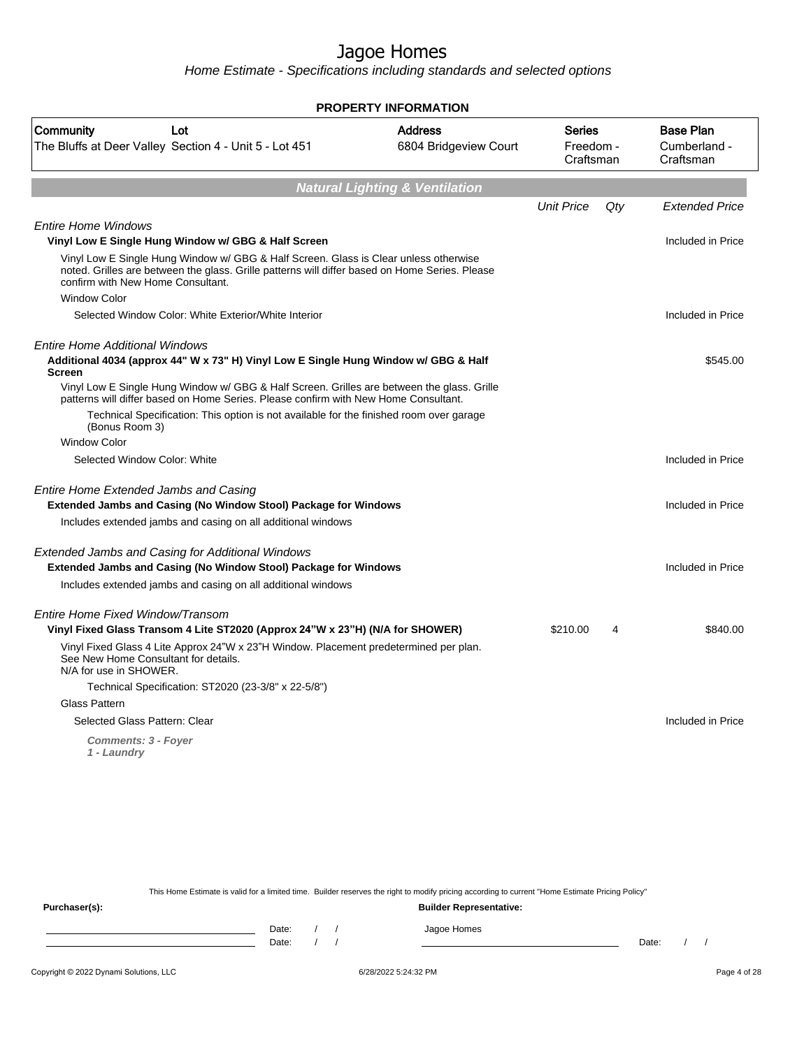# Jagoe Homes

*Home Estimate - Specifications including standards and selected options*

**PROPERTY INFORMATION**

| Community | Lot | Address | Series | Base Plan |
|---|---|---|---|---|
| The Bluffs at Deer Valley | Section 4 - Unit 5 - Lot 451 | 6804 Bridgeview Court | Freedom - Craftsman | Cumberland - Craftsman |

## Natural Lighting & Ventilation

| | Unit Price | Qty | Extended Price |
|---|---|---|---|
| *Entire Home Windows* | | | |
| **Vinyl Low E Single Hung Window w/ GBG & Half Screen** | | | Included in Price |
| Vinyl Low E Single Hung Window w/ GBG & Half Screen. Glass is Clear unless otherwise noted. Grilles are between the glass. Grille patterns will differ based on Home Series. Please confirm with New Home Consultant. | | | |
| Window Color | | | |
| Selected Window Color: White Exterior/White Interior | | | Included in Price |
| *Entire Home Additional Windows* | | | |
| **Additional 4034 (approx 44" W x 73" H) Vinyl Low E Single Hung Window w/ GBG & Half Screen** | | | $545.00 |
| Vinyl Low E Single Hung Window w/ GBG & Half Screen. Grilles are between the glass. Grille patterns will differ based on Home Series. Please confirm with New Home Consultant. | | | |
| Technical Specification: This option is not available for the finished room over garage (Bonus Room 3) | | | |
| Window Color | | | |
| Selected Window Color: White | | | Included in Price |
| *Entire Home Extended Jambs and Casing* | | | |
| **Extended Jambs and Casing (No Window Stool) Package for Windows** | | | Included in Price |
| Includes extended jambs and casing on all additional windows | | | |
| *Extended Jambs and Casing for Additional Windows* | | | |
| **Extended Jambs and Casing (No Window Stool) Package for Windows** | | | Included in Price |
| Includes extended jambs and casing on all additional windows | | | |
| *Entire Home Fixed Window/Transom* | | | |
| **Vinyl Fixed Glass Transom 4 Lite ST2020 (Approx 24"W x 23"H) (N/A for SHOWER)** | $210.00 | 4 | $840.00 |
| Vinyl Fixed Glass 4 Lite Approx 24"W x 23"H Window. Placement predetermined per plan. See New Home Consultant for details. N/A for use in SHOWER. | | | |
| Technical Specification: ST2020 (23-3/8" x 22-5/8") | | | |
| Glass Pattern | | | |
| Selected Glass Pattern: Clear | | | Included in Price |
| ***Comments: 3 - Foyer 1 - Laundry*** | | | |

This Home Estimate is valid for a limited time. Builder reserves the right to modify pricing according to current "Home Estimate Pricing Policy"

**Purchaser(s):** Date: / / Date: / /

**Builder Representative:** Jagoe Homes Date: / /

Copyright © 2022 Dynami Solutions, LLC 6/28/2022 5:24:32 PM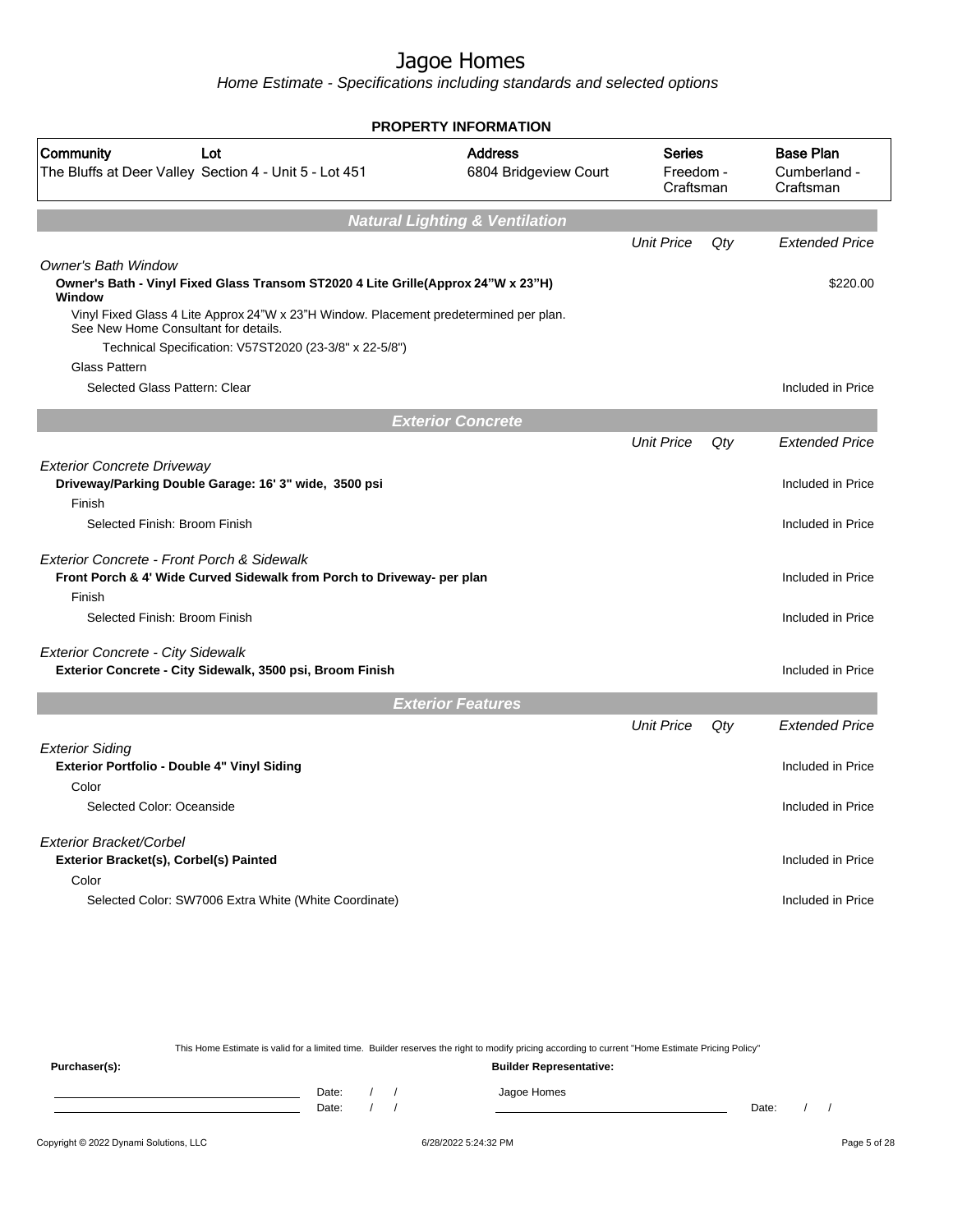# Jagoe Homes

*Home Estimate - Specifications including standards and selected options*

## PROPERTY INFORMATION

| Community | Lot | Address | Series | Base Plan |
|---|---|---|---|---|
| The Bluffs at Deer Valley | Section 4 - Unit 5 - Lot 451 | 6804 Bridgeview Court | Freedom - Craftsman | Cumberland - Craftsman |

### Natural Lighting & Ventilation

| | Unit Price | Qty | Extended Price |
|---|---|---|---|
| *Owner's Bath Window* | | | |
| **Owner's Bath - Vinyl Fixed Glass Transom ST2020 4 Lite Grille(Approx 24"W x 23"H) Window** | | | $220.00 |
| Vinyl Fixed Glass 4 Lite Approx 24"W x 23"H Window. Placement predetermined per plan. See New Home Consultant for details. | | | |
| Technical Specification: V57ST2020 (23-3/8" x 22-5/8") | | | |
| Glass Pattern | | | |
| Selected Glass Pattern: Clear | | | Included in Price |

### Exterior Concrete

| | Unit Price | Qty | Extended Price |
|---|---|---|---|
| *Exterior Concrete Driveway* | | | |
| **Driveway/Parking Double Garage: 16' 3" wide, 3500 psi** | | | Included in Price |
| Finish | | | |
| Selected Finish: Broom Finish | | | Included in Price |
| *Exterior Concrete - Front Porch & Sidewalk* | | | |
| **Front Porch & 4' Wide Curved Sidewalk from Porch to Driveway- per plan** | | | Included in Price |
| Finish | | | |
| Selected Finish: Broom Finish | | | Included in Price |
| *Exterior Concrete - City Sidewalk* | | | |
| **Exterior Concrete - City Sidewalk, 3500 psi, Broom Finish** | | | Included in Price |

### Exterior Features

| | Unit Price | Qty | Extended Price |
|---|---|---|---|
| *Exterior Siding* | | | |
| **Exterior Portfolio - Double 4" Vinyl Siding** | | | Included in Price |
| Color | | | |
| Selected Color: Oceanside | | | Included in Price |
| *Exterior Bracket/Corbel* | | | |
| **Exterior Bracket(s), Corbel(s) Painted** | | | Included in Price |
| Color | | | |
| Selected Color: SW7006 Extra White (White Coordinate) | | | Included in Price |

This Home Estimate is valid for a limited time. Builder reserves the right to modify pricing according to current "Home Estimate Pricing Policy"

**Purchaser(s):**

Date: / /

Date: / /

**Builder Representative:**

Jagoe Homes

Date: / /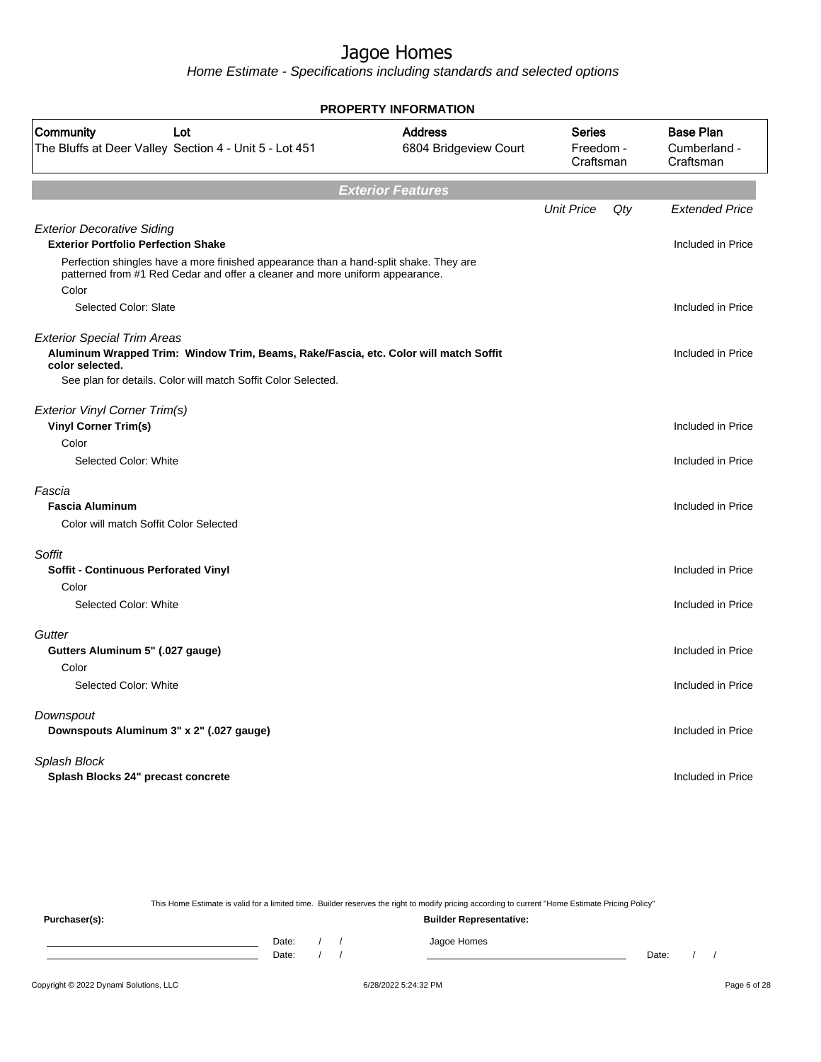# Jagoe Homes

*Home Estimate - Specifications including standards and selected options*

## PROPERTY INFORMATION

| Community | Lot | Address | Series | Base Plan |
|---|---|---|---|---|
| The Bluffs at Deer Valley | Section 4 - Unit 5 - Lot 451 | 6804 Bridgeview Court | Freedom - Craftsman | Cumberland - Craftsman |

## Exterior Features

| | Unit Price | Qty | Extended Price |
|---|---|---|---|
| *Exterior Decorative Siding* | | | |
| **Exterior Portfolio Perfection Shake** | | | Included in Price |
| Perfection shingles have a more finished appearance than a hand-split shake. They are patterned from #1 Red Cedar and offer a cleaner and more uniform appearance. | | | |
| Color | | | |
| Selected Color: Slate | | | Included in Price |
| *Exterior Special Trim Areas* | | | |
| **Aluminum Wrapped Trim: Window Trim, Beams, Rake/Fascia, etc. Color will match Soffit color selected.** | | | Included in Price |
| See plan for details. Color will match Soffit Color Selected. | | | |
| *Exterior Vinyl Corner Trim(s)* | | | |
| **Vinyl Corner Trim(s)** | | | Included in Price |
| Color | | | |
| Selected Color: White | | | Included in Price |
| *Fascia* | | | |
| **Fascia Aluminum** | | | Included in Price |
| Color will match Soffit Color Selected | | | |
| *Soffit* | | | |
| **Soffit - Continuous Perforated Vinyl** | | | Included in Price |
| Color | | | |
| Selected Color: White | | | Included in Price |
| *Gutter* | | | |
| **Gutters Aluminum 5" (.027 gauge)** | | | Included in Price |
| Color | | | |
| Selected Color: White | | | Included in Price |
| *Downspout* | | | |
| **Downspouts Aluminum 3" x 2" (.027 gauge)** | | | Included in Price |
| *Splash Block* | | | |
| **Splash Blocks 24" precast concrete** | | | Included in Price |

This Home Estimate is valid for a limited time. Builder reserves the right to modify pricing according to current "Home Estimate Pricing Policy"

**Purchaser(s):**

Date: / /

Date: / /

**Builder Representative:**

Jagoe Homes

Date: / /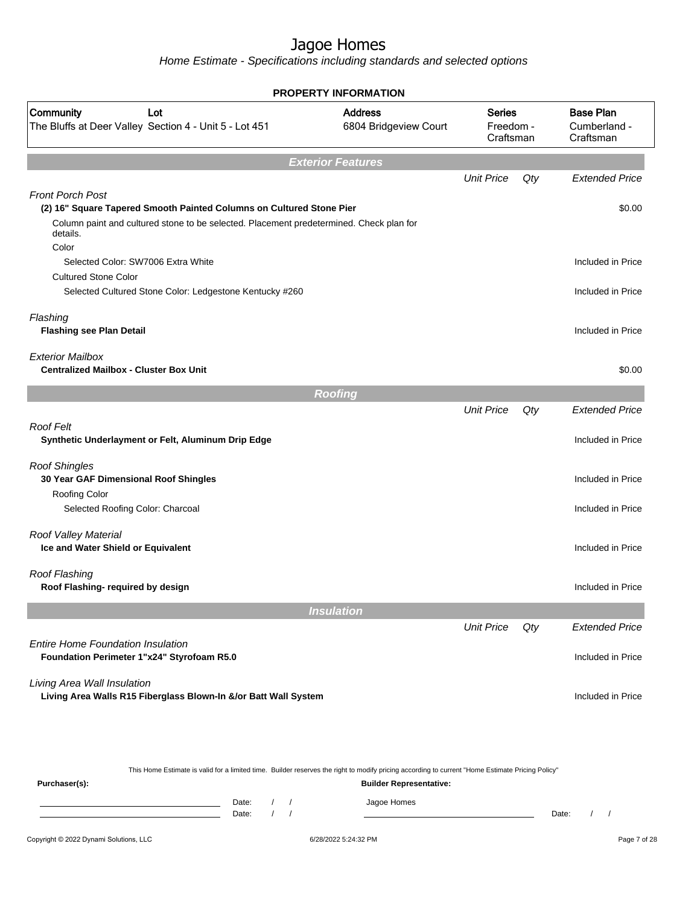# Jagoe Homes

*Home Estimate - Specifications including standards and selected options*

## PROPERTY INFORMATION

| Community | Lot | Address | Series | Base Plan |
|---|---|---|---|---|
| The Bluffs at Deer Valley | Section 4 - Unit 5 - Lot 451 | 6804 Bridgeview Court | Freedom - Craftsman | Cumberland - Craftsman |

## Exterior Features

| | Unit Price | Qty | Extended Price |
|---|---|---|---|
| *Front Porch Post* | | | |
| **(2) 16" Square Tapered Smooth Painted Columns on Cultured Stone Pier** | | | $0.00 |
| Column paint and cultured stone to be selected. Placement predetermined. Check plan for details. | | | |
| Color | | | |
| Selected Color: SW7006 Extra White | | | Included in Price |
| Cultured Stone Color | | | |
| Selected Cultured Stone Color: Ledgestone Kentucky #260 | | | Included in Price |
| *Flashing* | | | |
| **Flashing see Plan Detail** | | | Included in Price |
| *Exterior Mailbox* | | | |
| **Centralized Mailbox - Cluster Box Unit** | | | $0.00 |

## Roofing

| | Unit Price | Qty | Extended Price |
|---|---|---|---|
| *Roof Felt* | | | |
| **Synthetic Underlayment or Felt, Aluminum Drip Edge** | | | Included in Price |
| *Roof Shingles* | | | |
| **30 Year GAF Dimensional Roof Shingles** | | | Included in Price |
| Roofing Color | | | |
| Selected Roofing Color: Charcoal | | | Included in Price |
| *Roof Valley Material* | | | |
| **Ice and Water Shield or Equivalent** | | | Included in Price |
| *Roof Flashing* | | | |
| **Roof Flashing- required by design** | | | Included in Price |

## Insulation

| | Unit Price | Qty | Extended Price |
|---|---|---|---|
| *Entire Home Foundation Insulation* | | | |
| **Foundation Perimeter 1"x24" Styrofoam R5.0** | | | Included in Price |
| *Living Area Wall Insulation* | | | |
| **Living Area Walls R15 Fiberglass Blown-In &/or Batt Wall System** | | | Included in Price |

This Home Estimate is valid for a limited time. Builder reserves the right to modify pricing according to current "Home Estimate Pricing Policy"

**Purchaser(s):** **Builder Representative:**

Date: / / Jagoe Homes

Date: / / Date: / /

Copyright © 2022 Dynami Solutions, LLC 6/28/2022 5:24:32 PM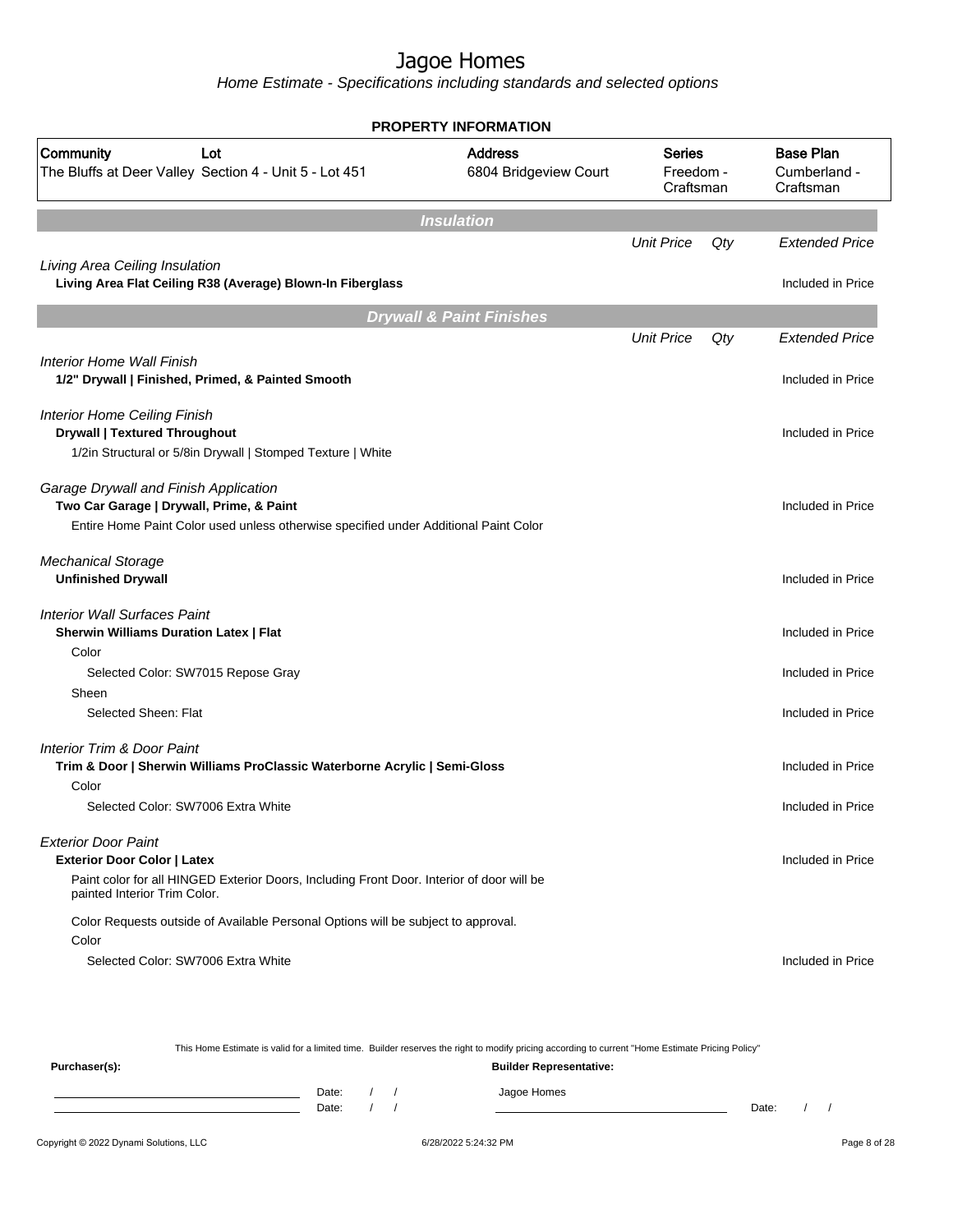# Jagoe Homes

*Home Estimate - Specifications including standards and selected options*

**PROPERTY INFORMATION**

| Community | Lot | Address | Series | Base Plan |
|---|---|---|---|---|
| The Bluffs at Deer Valley | Section 4 - Unit 5 - Lot 451 | 6804 Bridgeview Court | Freedom - Craftsman | Cumberland - Craftsman |

## Insulation

| | Unit Price | Qty | Extended Price |
|---|---|---|---|
| *Living Area Ceiling Insulation* | | | |
| **Living Area Flat Ceiling R38 (Average) Blown-In Fiberglass** | | | Included in Price |

## Drywall & Paint Finishes

| | Unit Price | Qty | Extended Price |
|---|---|---|---|
| *Interior Home Wall Finish* | | | |
| **1/2" Drywall \| Finished, Primed, & Painted Smooth** | | | Included in Price |
| *Interior Home Ceiling Finish* | | | |
| **Drywall \| Textured Throughout** | | | Included in Price |
| 1/2in Structural or 5/8in Drywall \| Stomped Texture \| White | | | |
| *Garage Drywall and Finish Application* | | | |
| **Two Car Garage \| Drywall, Prime, & Paint** | | | Included in Price |
| Entire Home Paint Color used unless otherwise specified under Additional Paint Color | | | |
| *Mechanical Storage* | | | |
| **Unfinished Drywall** | | | Included in Price |
| *Interior Wall Surfaces Paint* | | | |
| **Sherwin Williams Duration Latex \| Flat** | | | Included in Price |
| Color | | | |
| Selected Color: SW7015 Repose Gray | | | Included in Price |
| Sheen | | | |
| Selected Sheen: Flat | | | Included in Price |
| *Interior Trim & Door Paint* | | | |
| **Trim & Door \| Sherwin Williams ProClassic Waterborne Acrylic \| Semi-Gloss** | | | Included in Price |
| Color | | | |
| Selected Color: SW7006 Extra White | | | Included in Price |
| *Exterior Door Paint* | | | |
| **Exterior Door Color \| Latex** | | | Included in Price |
| Paint color for all HINGED Exterior Doors, Including Front Door. Interior of door will be painted Interior Trim Color. | | | |
| Color Requests outside of Available Personal Options will be subject to approval. | | | |
| Color | | | |
| Selected Color: SW7006 Extra White | | | Included in Price |

This Home Estimate is valid for a limited time. Builder reserves the right to modify pricing according to current "Home Estimate Pricing Policy"

**Purchaser(s):** Date: / / Date: / /

**Builder Representative:** Jagoe Homes Date: / /

Copyright © 2022 Dynami Solutions, LLC 6/28/2022 5:24:32 PM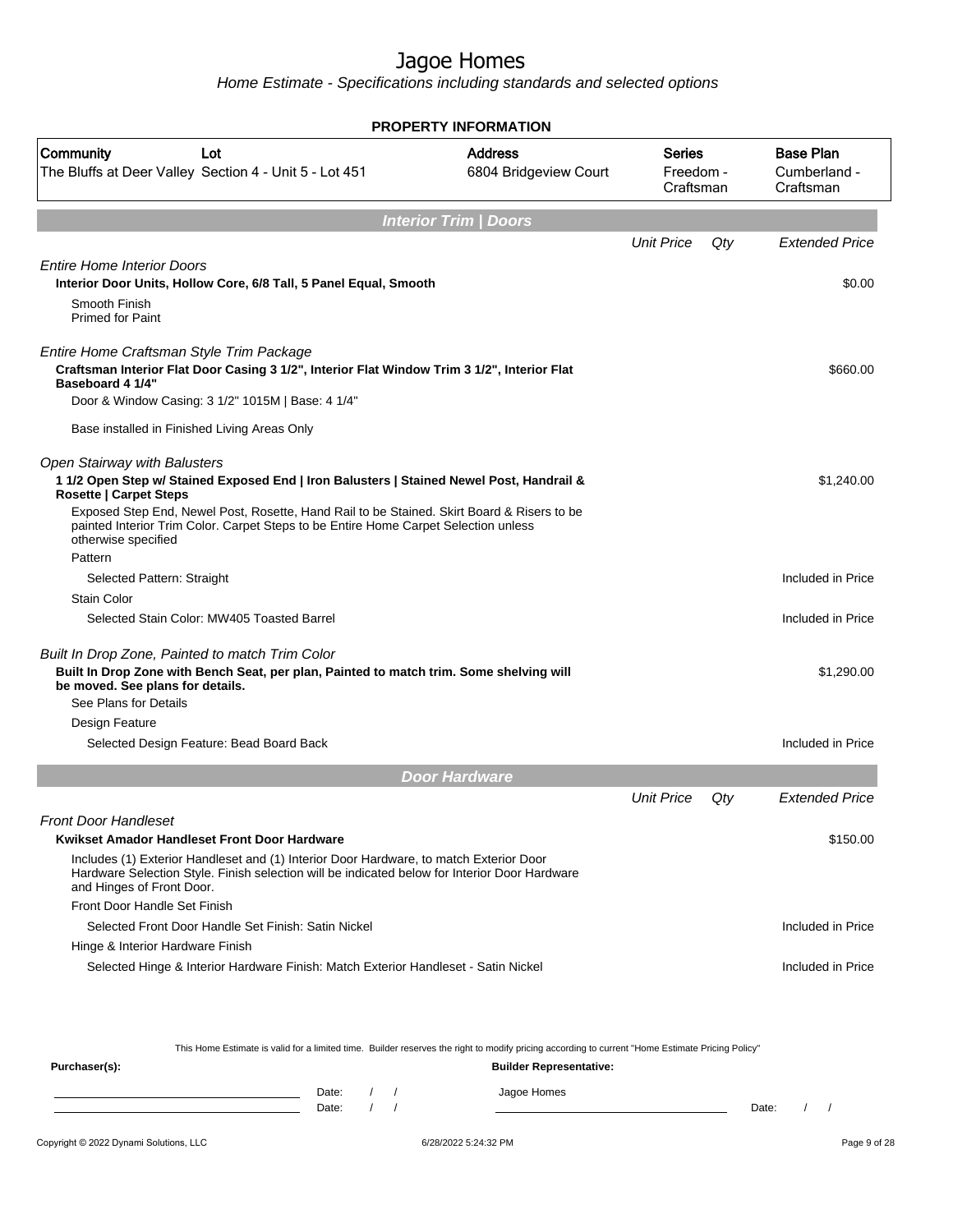# Jagoe Homes

*Home Estimate - Specifications including standards and selected options*

**PROPERTY INFORMATION**

| Community | Lot | Address | Series | Base Plan |
|---|---|---|---|---|
| The Bluffs at Deer Valley | Section 4 - Unit 5 - Lot 451 | 6804 Bridgeview Court | Freedom - Craftsman | Cumberland - Craftsman |

## Interior Trim | Doors

| | Unit Price | Qty | Extended Price |
|---|---|---|---|
| *Entire Home Interior Doors* | | | |
| **Interior Door Units, Hollow Core, 6/8 Tall, 5 Panel Equal, Smooth** | | | $0.00 |
| Smooth Finish<br>Primed for Paint | | | |
| *Entire Home Craftsman Style Trim Package* | | | |
| **Craftsman Interior Flat Door Casing 3 1/2", Interior Flat Window Trim 3 1/2", Interior Flat Baseboard 4 1/4"** | | | $660.00 |
| Door & Window Casing: 3 1/2" 1015M \| Base: 4 1/4" | | | |
| Base installed in Finished Living Areas Only | | | |
| *Open Stairway with Balusters* | | | |
| **1 1/2 Open Step w/ Stained Exposed End \| Iron Balusters \| Stained Newel Post, Handrail & Rosette \| Carpet Steps** | | | $1,240.00 |
| Exposed Step End, Newel Post, Rosette, Hand Rail to be Stained. Skirt Board & Risers to be painted Interior Trim Color. Carpet Steps to be Entire Home Carpet Selection unless otherwise specified | | | |
| Pattern | | | |
| Selected Pattern: Straight | | | Included in Price |
| Stain Color | | | |
| Selected Stain Color: MW405 Toasted Barrel | | | Included in Price |
| *Built In Drop Zone, Painted to match Trim Color* | | | |
| **Built In Drop Zone with Bench Seat, per plan, Painted to match trim. Some shelving will be moved. See plans for details.** | | | $1,290.00 |
| See Plans for Details | | | |
| Design Feature | | | |
| Selected Design Feature: Bead Board Back | | | Included in Price |

## Door Hardware

| | Unit Price | Qty | Extended Price |
|---|---|---|---|
| *Front Door Handleset* | | | |
| **Kwikset Amador Handleset Front Door Hardware** | | | $150.00 |
| Includes (1) Exterior Handleset and (1) Interior Door Hardware, to match Exterior Door Hardware Selection Style. Finish selection will be indicated below for Interior Door Hardware and Hinges of Front Door. | | | |
| Front Door Handle Set Finish | | | |
| Selected Front Door Handle Set Finish: Satin Nickel | | | Included in Price |
| Hinge & Interior Hardware Finish | | | |
| Selected Hinge & Interior Hardware Finish: Match Exterior Handleset - Satin Nickel | | | Included in Price |

This Home Estimate is valid for a limited time. Builder reserves the right to modify pricing according to current "Home Estimate Pricing Policy"

**Purchaser(s):** **Builder Representative:**

Date: / /    Jagoe Homes
Date: / /    Date: / /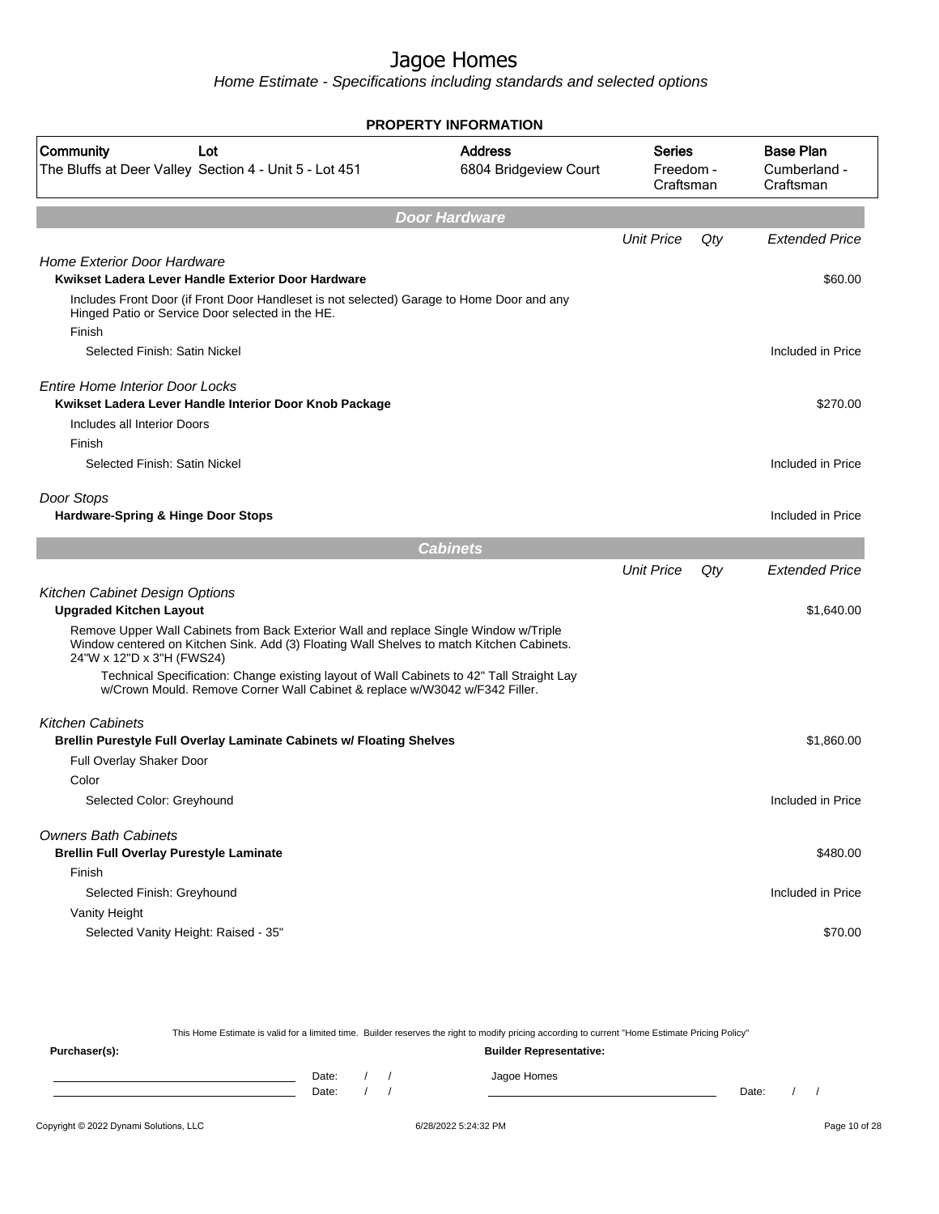# Jagoe Homes

*Home Estimate - Specifications including standards and selected options*

## PROPERTY INFORMATION

| Community | Lot | Address | Series | Base Plan |
|---|---|---|---|---|
| The Bluffs at Deer Valley | Section 4 - Unit 5 - Lot 451 | 6804 Bridgeview Court | Freedom - Craftsman | Cumberland - Craftsman |

## Door Hardware

| | Unit Price | Qty | Extended Price |
|---|---|---|---|
| *Home Exterior Door Hardware* | | | |
| **Kwikset Ladera Lever Handle Exterior Door Hardware** | | | $60.00 |
| Includes Front Door (if Front Door Handleset is not selected) Garage to Home Door and any Hinged Patio or Service Door selected in the HE. | | | |
| Finish | | | |
| Selected Finish: Satin Nickel | | | Included in Price |
| *Entire Home Interior Door Locks* | | | |
| **Kwikset Ladera Lever Handle Interior Door Knob Package** | | | $270.00 |
| Includes all Interior Doors | | | |
| Finish | | | |
| Selected Finish: Satin Nickel | | | Included in Price |
| *Door Stops* | | | |
| **Hardware-Spring & Hinge Door Stops** | | | Included in Price |

## Cabinets

| | Unit Price | Qty | Extended Price |
|---|---|---|---|
| *Kitchen Cabinet Design Options* | | | |
| **Upgraded Kitchen Layout** | | | $1,640.00 |
| Remove Upper Wall Cabinets from Back Exterior Wall and replace Single Window w/Triple Window centered on Kitchen Sink. Add (3) Floating Wall Shelves to match Kitchen Cabinets. 24"W x 12"D x 3"H (FWS24) | | | |
| Technical Specification: Change existing layout of Wall Cabinets to 42" Tall Straight Lay w/Crown Mould. Remove Corner Wall Cabinet & replace w/W3042 w/F342 Filler. | | | |
| *Kitchen Cabinets* | | | |
| **Brellin Purestyle Full Overlay Laminate Cabinets w/ Floating Shelves** | | | $1,860.00 |
| Full Overlay Shaker Door | | | |
| Color | | | |
| Selected Color: Greyhound | | | Included in Price |
| *Owners Bath Cabinets* | | | |
| **Brellin Full Overlay Purestyle Laminate** | | | $480.00 |
| Finish | | | |
| Selected Finish: Greyhound | | | Included in Price |
| Vanity Height | | | |
| Selected Vanity Height: Raised - 35" | | | $70.00 |

This Home Estimate is valid for a limited time. Builder reserves the right to modify pricing according to current "Home Estimate Pricing Policy"

**Purchaser(s):**

Date: / /

Date: / /

**Builder Representative:**

Jagoe Homes

Date: / /

Copyright © 2022 Dynami Solutions, LLC 6/28/2022 5:24:32 PM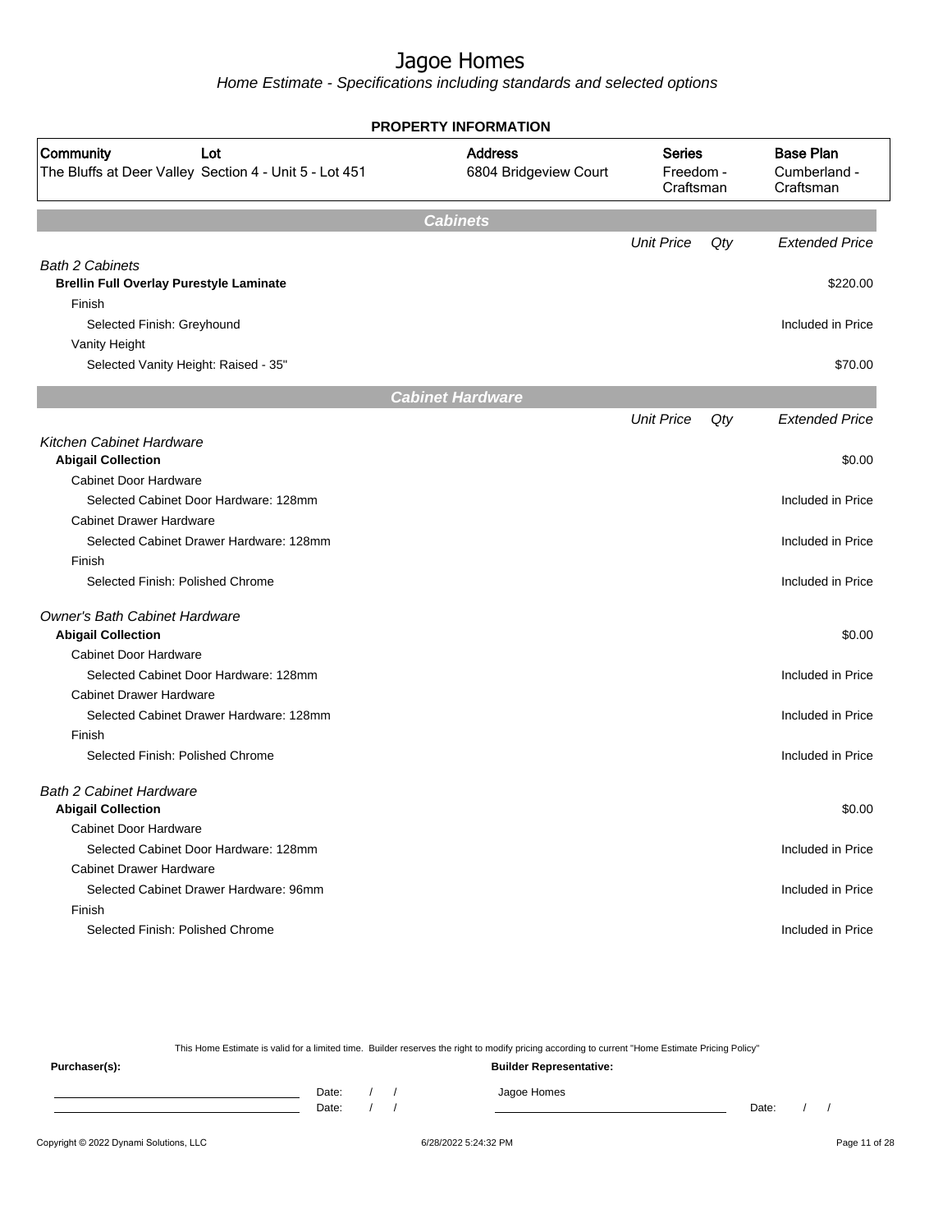# Jagoe Homes

*Home Estimate - Specifications including standards and selected options*

**PROPERTY INFORMATION**

| Community | Lot | Address | Series | Base Plan |
|---|---|---|---|---|
| The Bluffs at Deer Valley | Section 4 - Unit 5 - Lot 451 | 6804 Bridgeview Court | Freedom - Craftsman | Cumberland - Craftsman |

## Cabinets

| | Unit Price | Qty | Extended Price |
|---|---|---|---|
| *Bath 2 Cabinets* | | | |
| **Brellin Full Overlay Purestyle Laminate** | | | $220.00 |
| Finish | | | |
| Selected Finish: Greyhound | | | Included in Price |
| Vanity Height | | | |
| Selected Vanity Height: Raised - 35" | | | $70.00 |

## Cabinet Hardware

| | Unit Price | Qty | Extended Price |
|---|---|---|---|
| *Kitchen Cabinet Hardware* | | | |
| **Abigail Collection** | | | $0.00 |
| Cabinet Door Hardware | | | |
| Selected Cabinet Door Hardware: 128mm | | | Included in Price |
| Cabinet Drawer Hardware | | | |
| Selected Cabinet Drawer Hardware: 128mm | | | Included in Price |
| Finish | | | |
| Selected Finish: Polished Chrome | | | Included in Price |
| *Owner's Bath Cabinet Hardware* | | | |
| **Abigail Collection** | | | $0.00 |
| Cabinet Door Hardware | | | |
| Selected Cabinet Door Hardware: 128mm | | | Included in Price |
| Cabinet Drawer Hardware | | | |
| Selected Cabinet Drawer Hardware: 128mm | | | Included in Price |
| Finish | | | |
| Selected Finish: Polished Chrome | | | Included in Price |
| *Bath 2 Cabinet Hardware* | | | |
| **Abigail Collection** | | | $0.00 |
| Cabinet Door Hardware | | | |
| Selected Cabinet Door Hardware: 128mm | | | Included in Price |
| Cabinet Drawer Hardware | | | |
| Selected Cabinet Drawer Hardware: 96mm | | | Included in Price |
| Finish | | | |
| Selected Finish: Polished Chrome | | | Included in Price |

This Home Estimate is valid for a limited time. Builder reserves the right to modify pricing according to current "Home Estimate Pricing Policy"

**Purchaser(s):**

Date: / /

Date: / /

**Builder Representative:**

Jagoe Homes

Date: / /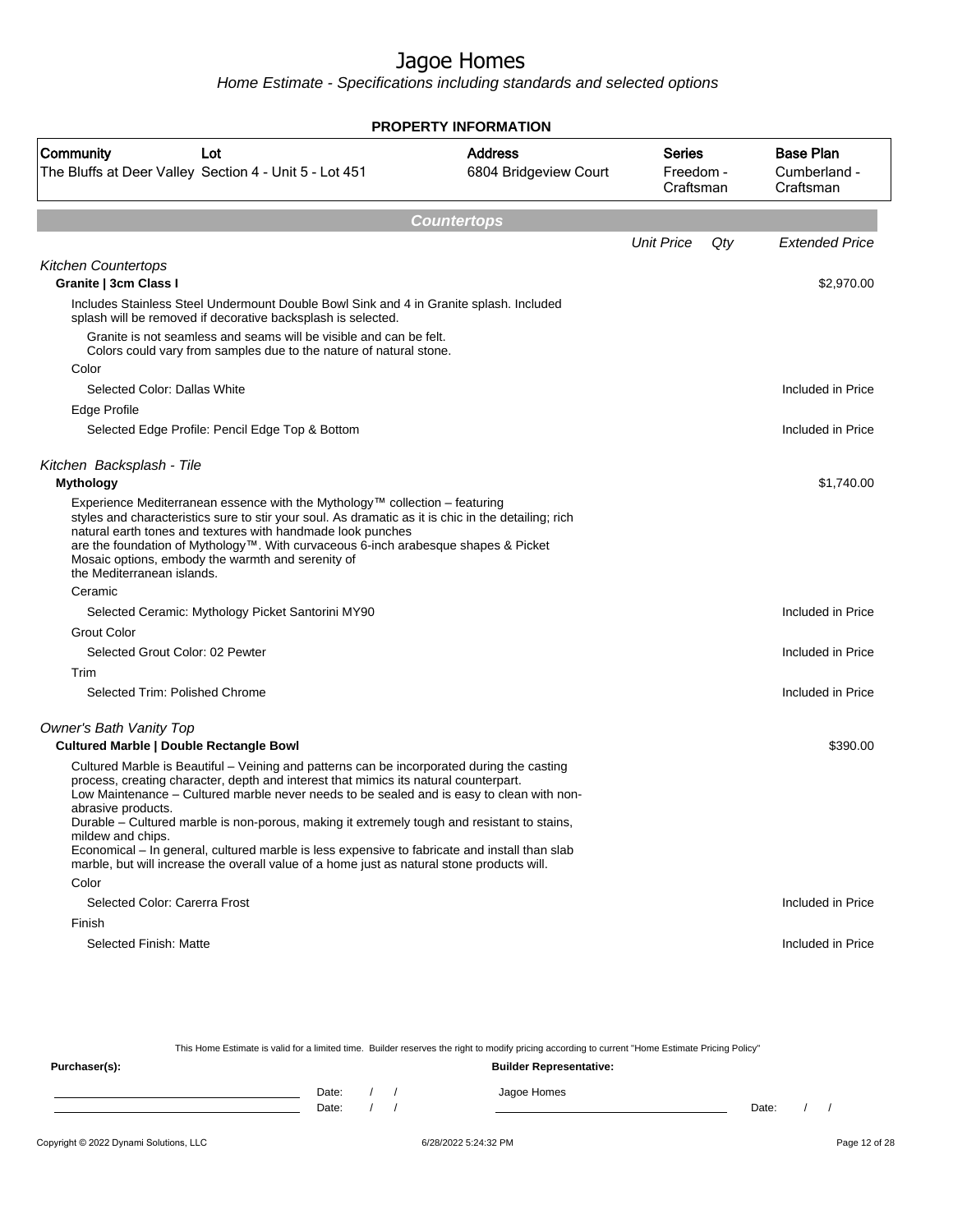# Jagoe Homes

*Home Estimate - Specifications including standards and selected options*

**PROPERTY INFORMATION**

| Community | Lot | Address | Series | Base Plan |
|---|---|---|---|---|
| The Bluffs at Deer Valley | Section 4 - Unit 5 - Lot 451 | 6804 Bridgeview Court | Freedom - Craftsman | Cumberland - Craftsman |

## Countertops

| | Unit Price | Qty | Extended Price |
|---|---|---|---|
| *Kitchen Countertops* | | | |
| **Granite \| 3cm Class I** | | | $2,970.00 |
| Includes Stainless Steel Undermount Double Bowl Sink and 4 in Granite splash. Included splash will be removed if decorative backsplash is selected. | | | |
| Granite is not seamless and seams will be visible and can be felt. Colors could vary from samples due to the nature of natural stone. | | | |
| Color | | | |
| Selected Color: Dallas White | | | Included in Price |
| Edge Profile | | | |
| Selected Edge Profile: Pencil Edge Top & Bottom | | | Included in Price |
| *Kitchen Backsplash - Tile* | | | |
| **Mythology** | | | $1,740.00 |
| Experience Mediterranean essence with the Mythology™ collection – featuring styles and characteristics sure to stir your soul. As dramatic as it is chic in the detailing; rich natural earth tones and textures with handmade look punches are the foundation of Mythology™. With curvaceous 6-inch arabesque shapes & Picket Mosaic options, embody the warmth and serenity of the Mediterranean islands. | | | |
| Ceramic | | | |
| Selected Ceramic: Mythology Picket Santorini MY90 | | | Included in Price |
| Grout Color | | | |
| Selected Grout Color: 02 Pewter | | | Included in Price |
| Trim | | | |
| Selected Trim: Polished Chrome | | | Included in Price |
| *Owner's Bath Vanity Top* | | | |
| **Cultured Marble \| Double Rectangle Bowl** | | | $390.00 |
| Cultured Marble is Beautiful – Veining and patterns can be incorporated during the casting process, creating character, depth and interest that mimics its natural counterpart. Low Maintenance – Cultured marble never needs to be sealed and is easy to clean with non-abrasive products. Durable – Cultured marble is non-porous, making it extremely tough and resistant to stains, mildew and chips. Economical – In general, cultured marble is less expensive to fabricate and install than slab marble, but will increase the overall value of a home just as natural stone products will. | | | |
| Color | | | |
| Selected Color: Carerra Frost | | | Included in Price |
| Finish | | | |
| Selected Finish: Matte | | | Included in Price |

This Home Estimate is valid for a limited time. Builder reserves the right to modify pricing according to current "Home Estimate Pricing Policy"

**Purchaser(s):**

Date: / /

Date: / /

**Builder Representative:**

Jagoe Homes

Date: / /

Copyright © 2022 Dynami Solutions, LLC — 6/28/2022 5:24:32 PM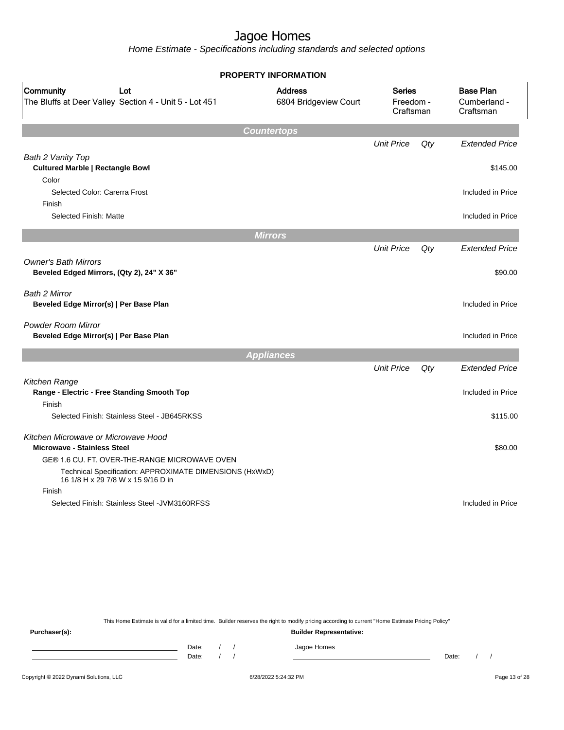# Jagoe Homes

Home Estimate - Specifications including standards and selected options

**PROPERTY INFORMATION**

| Community | Lot | Address | Series | Base Plan |
|---|---|---|---|---|
| The Bluffs at Deer Valley | Section 4 - Unit 5 - Lot 451 | 6804 Bridgeview Court | Freedom - Craftsman | Cumberland - Craftsman |

## Countertops

| | Unit Price | Qty | Extended Price |
|---|---|---|---|
| *Bath 2 Vanity Top* | | | |
| **Cultured Marble \| Rectangle Bowl** | | | $145.00 |
| Color | | | |
| Selected Color: Carerra Frost | | | Included in Price |
| Finish | | | |
| Selected Finish: Matte | | | Included in Price |

## Mirrors

| | Unit Price | Qty | Extended Price |
|---|---|---|---|
| *Owner's Bath Mirrors* | | | |
| **Beveled Edged Mirrors, (Qty 2), 24" X 36"** | | | $90.00 |
| *Bath 2 Mirror* | | | |
| **Beveled Edge Mirror(s) \| Per Base Plan** | | | Included in Price |
| *Powder Room Mirror* | | | |
| **Beveled Edge Mirror(s) \| Per Base Plan** | | | Included in Price |

## Appliances

| | Unit Price | Qty | Extended Price |
|---|---|---|---|
| *Kitchen Range* | | | |
| **Range - Electric - Free Standing Smooth Top** | | | Included in Price |
| Finish | | | |
| Selected Finish: Stainless Steel - JB645RKSS | | | $115.00 |
| *Kitchen Microwave or Microwave Hood* | | | |
| **Microwave - Stainless Steel** | | | $80.00 |
| GE® 1.6 CU. FT. OVER-THE-RANGE MICROWAVE OVEN | | | |
| Technical Specification: APPROXIMATE DIMENSIONS (HxWxD) 16 1/8 H x 29 7/8 W x 15 9/16 D in | | | |
| Finish | | | |
| Selected Finish: Stainless Steel -JVM3160RFSS | | | Included in Price |

This Home Estimate is valid for a limited time. Builder reserves the right to modify pricing according to current "Home Estimate Pricing Policy"

**Purchaser(s):** Date: / / Date: / /

**Builder Representative:** Jagoe Homes Date: / /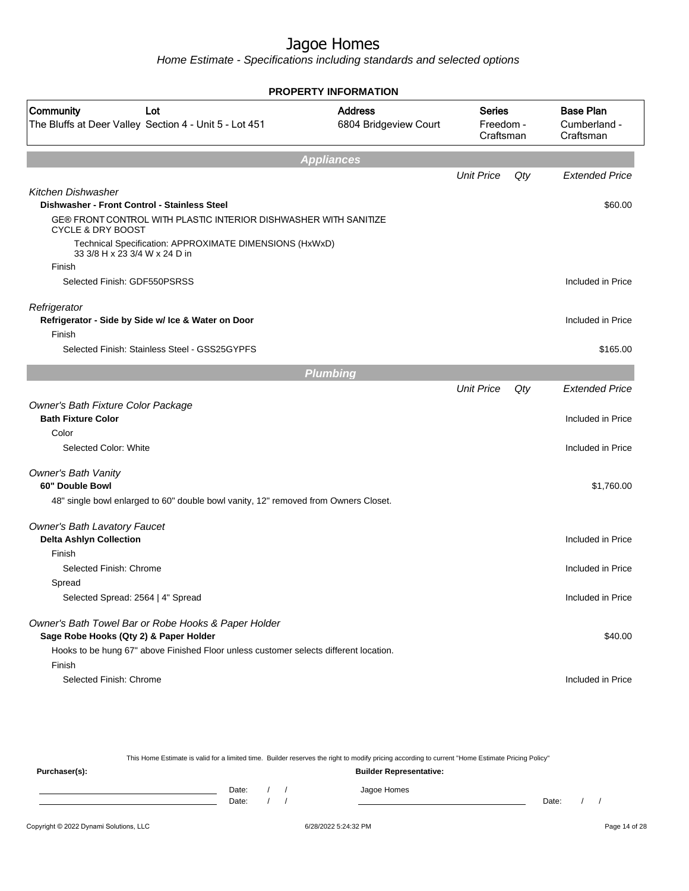# Jagoe Homes

*Home Estimate - Specifications including standards and selected options*

## PROPERTY INFORMATION

| Community | Lot | Address | Series | Base Plan |
|---|---|---|---|---|
| The Bluffs at Deer Valley | Section 4 - Unit 5 - Lot 451 | 6804 Bridgeview Court | Freedom - Craftsman | Cumberland - Craftsman |

## Appliances

| | Unit Price | Qty | Extended Price |
|---|---|---|---|
| *Kitchen Dishwasher* | | | |
| **Dishwasher - Front Control - Stainless Steel** | | | $60.00 |
| GE® FRONT CONTROL WITH PLASTIC INTERIOR DISHWASHER WITH SANITIZE CYCLE & DRY BOOST | | | |
| Technical Specification: APPROXIMATE DIMENSIONS (HxWxD) 33 3/8 H x 23 3/4 W x 24 D in | | | |
| Finish | | | |
| Selected Finish: GDF550PSRSS | | | Included in Price |
| *Refrigerator* | | | |
| **Refrigerator - Side by Side w/ Ice & Water on Door** | | | Included in Price |
| Finish | | | |
| Selected Finish: Stainless Steel - GSS25GYPFS | | | $165.00 |

## Plumbing

| | Unit Price | Qty | Extended Price |
|---|---|---|---|
| *Owner's Bath Fixture Color Package* | | | |
| **Bath Fixture Color** | | | Included in Price |
| Color | | | |
| Selected Color: White | | | Included in Price |
| *Owner's Bath Vanity* | | | |
| **60" Double Bowl** | | | $1,760.00 |
| 48" single bowl enlarged to 60" double bowl vanity, 12" removed from Owners Closet. | | | |
| *Owner's Bath Lavatory Faucet* | | | |
| **Delta Ashlyn Collection** | | | Included in Price |
| Finish | | | |
| Selected Finish: Chrome | | | Included in Price |
| Spread | | | |
| Selected Spread: 2564 \| 4" Spread | | | Included in Price |
| *Owner's Bath Towel Bar or Robe Hooks & Paper Holder* | | | |
| **Sage Robe Hooks (Qty 2) & Paper Holder** | | | $40.00 |
| Hooks to be hung 67" above Finished Floor unless customer selects different location. | | | |
| Finish | | | |
| Selected Finish: Chrome | | | Included in Price |

This Home Estimate is valid for a limited time. Builder reserves the right to modify pricing according to current "Home Estimate Pricing Policy"

**Purchaser(s):**

Date: / /

Date: / /

**Builder Representative:**

Jagoe Homes

Date: / /

Copyright © 2022 Dynami Solutions, LLC — 6/28/2022 5:24:32 PM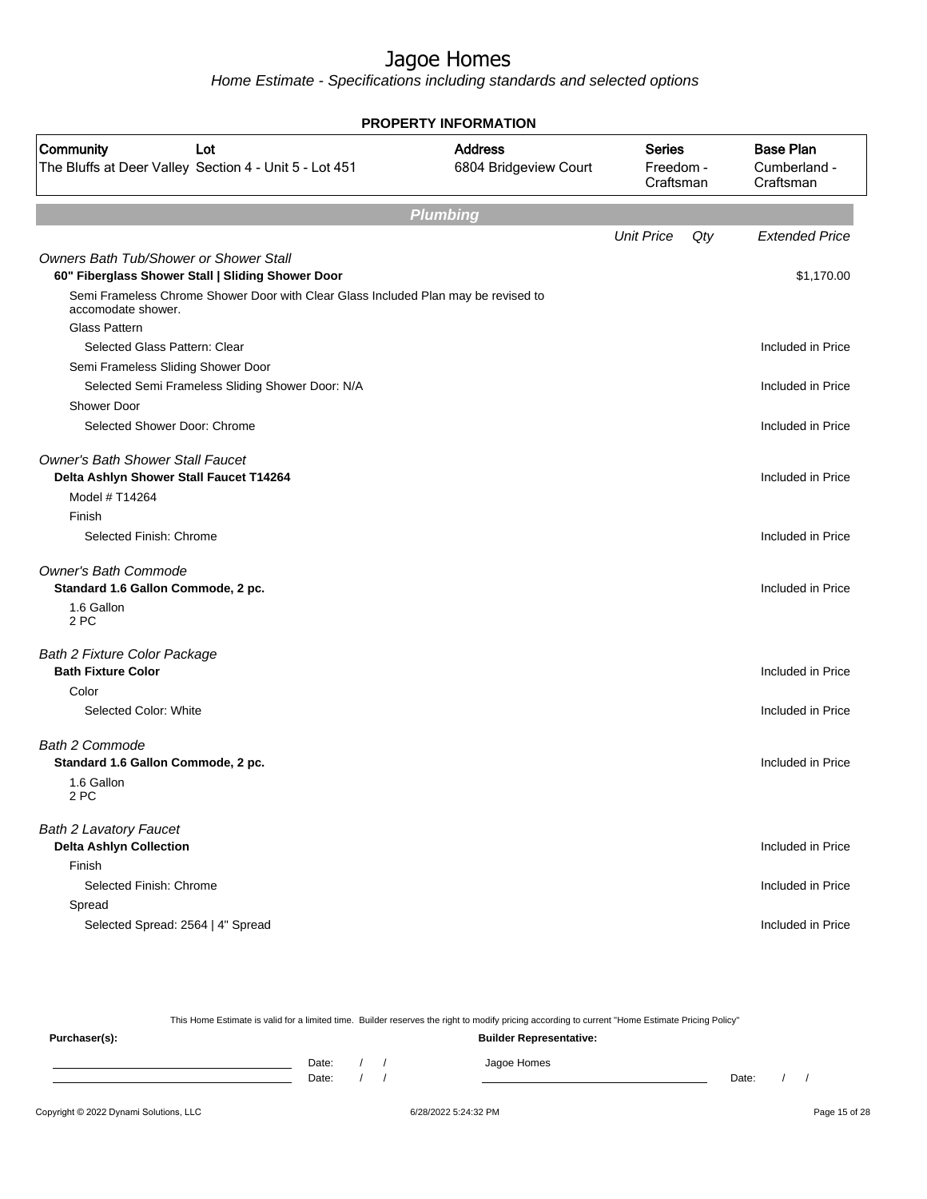# Jagoe Homes

*Home Estimate - Specifications including standards and selected options*

**PROPERTY INFORMATION**

| Community | Lot | Address | Series | Base Plan |
|---|---|---|---|---|
| The Bluffs at Deer Valley | Section 4 - Unit 5 - Lot 451 | 6804 Bridgeview Court | Freedom - Craftsman | Cumberland - Craftsman |

## Plumbing

| | Unit Price | Qty | Extended Price |
|---|---|---|---|
| *Owners Bath Tub/Shower or Shower Stall* | | | |
| **60" Fiberglass Shower Stall \| Sliding Shower Door** | | | $1,170.00 |
| Semi Frameless Chrome Shower Door with Clear Glass Included Plan may be revised to accomodate shower. | | | |
| Glass Pattern | | | |
| Selected Glass Pattern: Clear | | | Included in Price |
| Semi Frameless Sliding Shower Door | | | |
| Selected Semi Frameless Sliding Shower Door: N/A | | | Included in Price |
| Shower Door | | | |
| Selected Shower Door: Chrome | | | Included in Price |
| *Owner's Bath Shower Stall Faucet* | | | |
| **Delta Ashlyn Shower Stall Faucet T14264** | | | Included in Price |
| Model # T14264 | | | |
| Finish | | | |
| Selected Finish: Chrome | | | Included in Price |
| *Owner's Bath Commode* | | | |
| **Standard 1.6 Gallon Commode, 2 pc.** | | | Included in Price |
| 1.6 Gallon 2 PC | | | |
| *Bath 2 Fixture Color Package* | | | |
| **Bath Fixture Color** | | | Included in Price |
| Color | | | |
| Selected Color: White | | | Included in Price |
| *Bath 2 Commode* | | | |
| **Standard 1.6 Gallon Commode, 2 pc.** | | | Included in Price |
| 1.6 Gallon 2 PC | | | |
| *Bath 2 Lavatory Faucet* | | | |
| **Delta Ashlyn Collection** | | | Included in Price |
| Finish | | | |
| Selected Finish: Chrome | | | Included in Price |
| Spread | | | |
| Selected Spread: 2564 \| 4" Spread | | | Included in Price |

This Home Estimate is valid for a limited time. Builder reserves the right to modify pricing according to current "Home Estimate Pricing Policy"

**Purchaser(s):**

Date: / /

Date: / /

**Builder Representative:**

Jagoe Homes

Date: / /

Copyright © 2022 Dynami Solutions, LLC — 6/28/2022 5:24:32 PM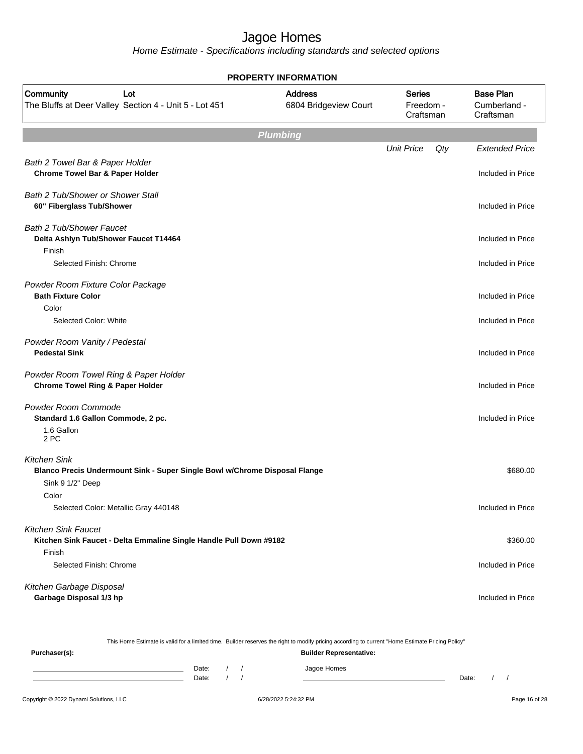# Jagoe Homes

Home Estimate - Specifications including standards and selected options

**PROPERTY INFORMATION**

| Community | Lot | Address | Series | Base Plan |
|---|---|---|---|---|
| The Bluffs at Deer Valley | Section 4 - Unit 5 - Lot 451 | 6804 Bridgeview Court | Freedom - Craftsman | Cumberland - Craftsman |

## Plumbing

| | Unit Price | Qty | Extended Price |
|---|---|---|---|
| *Bath 2 Towel Bar & Paper Holder* | | | |
| **Chrome Towel Bar & Paper Holder** | | | Included in Price |
| *Bath 2 Tub/Shower or Shower Stall* | | | |
| **60" Fiberglass Tub/Shower** | | | Included in Price |
| *Bath 2 Tub/Shower Faucet* | | | |
| **Delta Ashlyn Tub/Shower Faucet T14464** | | | Included in Price |
| Finish | | | |
| Selected Finish: Chrome | | | Included in Price |
| *Powder Room Fixture Color Package* | | | |
| **Bath Fixture Color** | | | Included in Price |
| Color | | | |
| Selected Color: White | | | Included in Price |
| *Powder Room Vanity / Pedestal* | | | |
| **Pedestal Sink** | | | Included in Price |
| *Powder Room Towel Ring & Paper Holder* | | | |
| **Chrome Towel Ring & Paper Holder** | | | Included in Price |
| *Powder Room Commode* | | | |
| **Standard 1.6 Gallon Commode, 2 pc.** | | | Included in Price |
| 1.6 Gallon 2 PC | | | |
| *Kitchen Sink* | | | |
| **Blanco Precis Undermount Sink - Super Single Bowl w/Chrome Disposal Flange** | | | $680.00 |
| Sink 9 1/2" Deep | | | |
| Color | | | |
| Selected Color: Metallic Gray 440148 | | | Included in Price |
| *Kitchen Sink Faucet* | | | |
| **Kitchen Sink Faucet - Delta Emmaline Single Handle Pull Down #9182** | | | $360.00 |
| Finish | | | |
| Selected Finish: Chrome | | | Included in Price |
| *Kitchen Garbage Disposal* | | | |
| **Garbage Disposal 1/3 hp** | | | Included in Price |

This Home Estimate is valid for a limited time. Builder reserves the right to modify pricing according to current "Home Estimate Pricing Policy"

**Purchaser(s):**

Date: / /

Date: / /

**Builder Representative:**

Jagoe Homes

Date: / /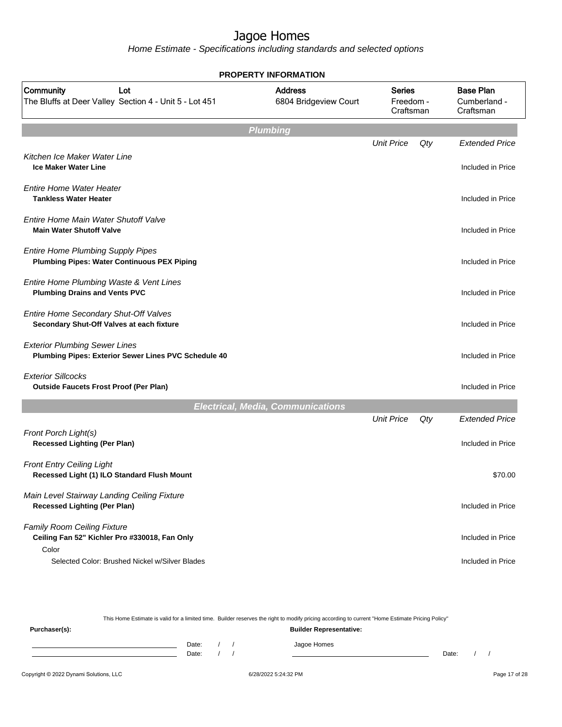# Jagoe Homes

*Home Estimate - Specifications including standards and selected options*

**PROPERTY INFORMATION**

| Community | Lot | Address | Series | Base Plan |
|---|---|---|---|---|
| The Bluffs at Deer Valley | Section 4 - Unit 5 - Lot 451 | 6804 Bridgeview Court | Freedom - Craftsman | Cumberland - Craftsman |

## Plumbing

| | Unit Price | Qty | Extended Price |
|---|---|---|---|
| *Kitchen Ice Maker Water Line* | | | |
| **Ice Maker Water Line** | | | Included in Price |
| *Entire Home Water Heater* | | | |
| **Tankless Water Heater** | | | Included in Price |
| *Entire Home Main Water Shutoff Valve* | | | |
| **Main Water Shutoff Valve** | | | Included in Price |
| *Entire Home Plumbing Supply Pipes* | | | |
| **Plumbing Pipes: Water Continuous PEX Piping** | | | Included in Price |
| *Entire Home Plumbing Waste & Vent Lines* | | | |
| **Plumbing Drains and Vents PVC** | | | Included in Price |
| *Entire Home Secondary Shut-Off Valves* | | | |
| **Secondary Shut-Off Valves at each fixture** | | | Included in Price |
| *Exterior Plumbing Sewer Lines* | | | |
| **Plumbing Pipes: Exterior Sewer Lines PVC Schedule 40** | | | Included in Price |
| *Exterior Sillcocks* | | | |
| **Outside Faucets Frost Proof (Per Plan)** | | | Included in Price |

## Electrical, Media, Communications

| | Unit Price | Qty | Extended Price |
|---|---|---|---|
| *Front Porch Light(s)* | | | |
| **Recessed Lighting (Per Plan)** | | | Included in Price |
| *Front Entry Ceiling Light* | | | |
| **Recessed Light (1) ILO Standard Flush Mount** | | | $70.00 |
| *Main Level Stairway Landing Ceiling Fixture* | | | |
| **Recessed Lighting (Per Plan)** | | | Included in Price |
| *Family Room Ceiling Fixture* | | | |
| **Ceiling Fan 52" Kichler Pro #330018, Fan Only** | | | Included in Price |
| Color | | | |
| Selected Color: Brushed Nickel w/Silver Blades | | | Included in Price |

This Home Estimate is valid for a limited time. Builder reserves the right to modify pricing according to current "Home Estimate Pricing Policy"

**Purchaser(s):** Date: / / Date: / /

**Builder Representative:** Jagoe Homes Date: / /

Copyright © 2022 Dynami Solutions, LLC 6/28/2022 5:24:32 PM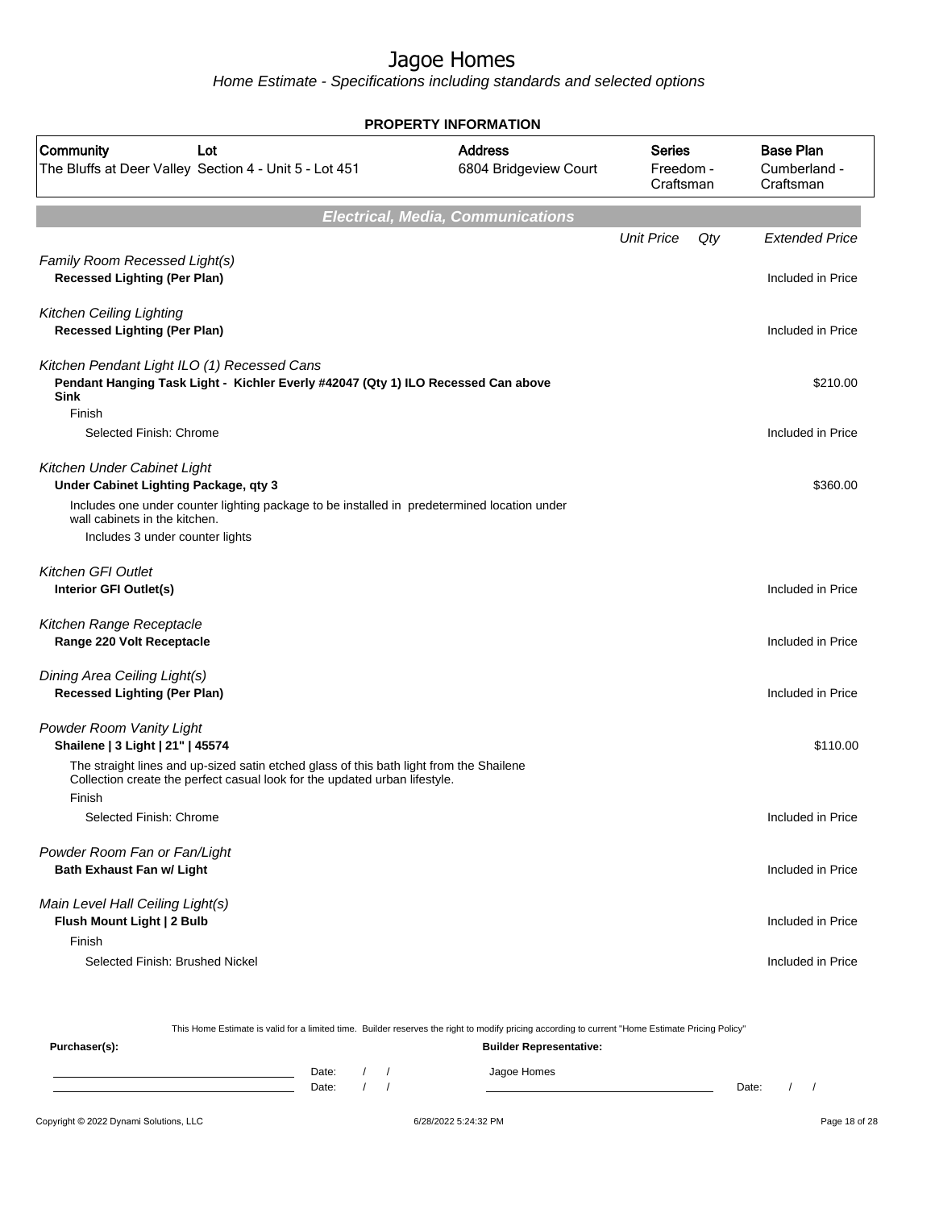# Jagoe Homes

*Home Estimate - Specifications including standards and selected options*

**PROPERTY INFORMATION**

| Community | Lot | Address | Series | Base Plan |
|---|---|---|---|---|
| The Bluffs at Deer Valley | Section 4 - Unit 5 - Lot 451 | 6804 Bridgeview Court | Freedom - Craftsman | Cumberland - Craftsman |

## Electrical, Media, Communications

| | Unit Price | Qty | Extended Price |
|---|---|---|---|
| *Family Room Recessed Light(s)* | | | |
| **Recessed Lighting (Per Plan)** | | | Included in Price |
| *Kitchen Ceiling Lighting* | | | |
| **Recessed Lighting (Per Plan)** | | | Included in Price |
| *Kitchen Pendant Light ILO (1) Recessed Cans* | | | |
| **Pendant Hanging Task Light - Kichler Everly #42047 (Qty 1) ILO Recessed Can above Sink** | | | $210.00 |
| Finish | | | |
| Selected Finish: Chrome | | | Included in Price |
| *Kitchen Under Cabinet Light* | | | |
| **Under Cabinet Lighting Package, qty 3** | | | $360.00 |
| Includes one under counter lighting package to be installed in predetermined location under wall cabinets in the kitchen. | | | |
| Includes 3 under counter lights | | | |
| *Kitchen GFI Outlet* | | | |
| **Interior GFI Outlet(s)** | | | Included in Price |
| *Kitchen Range Receptacle* | | | |
| **Range 220 Volt Receptacle** | | | Included in Price |
| *Dining Area Ceiling Light(s)* | | | |
| **Recessed Lighting (Per Plan)** | | | Included in Price |
| *Powder Room Vanity Light* | | | |
| **Shailene \| 3 Light \| 21" \| 45574** | | | $110.00 |
| The straight lines and up-sized satin etched glass of this bath light from the Shailene Collection create the perfect casual look for the updated urban lifestyle. | | | |
| Finish | | | |
| Selected Finish: Chrome | | | Included in Price |
| *Powder Room Fan or Fan/Light* | | | |
| **Bath Exhaust Fan w/ Light** | | | Included in Price |
| *Main Level Hall Ceiling Light(s)* | | | |
| **Flush Mount Light \| 2 Bulb** | | | Included in Price |
| Finish | | | |
| Selected Finish: Brushed Nickel | | | Included in Price |

This Home Estimate is valid for a limited time. Builder reserves the right to modify pricing according to current "Home Estimate Pricing Policy"

**Purchaser(s):** Date: / / Date: / /

**Builder Representative:** Jagoe Homes Date: / /

Copyright © 2022 Dynami Solutions, LLC 6/28/2022 5:24:32 PM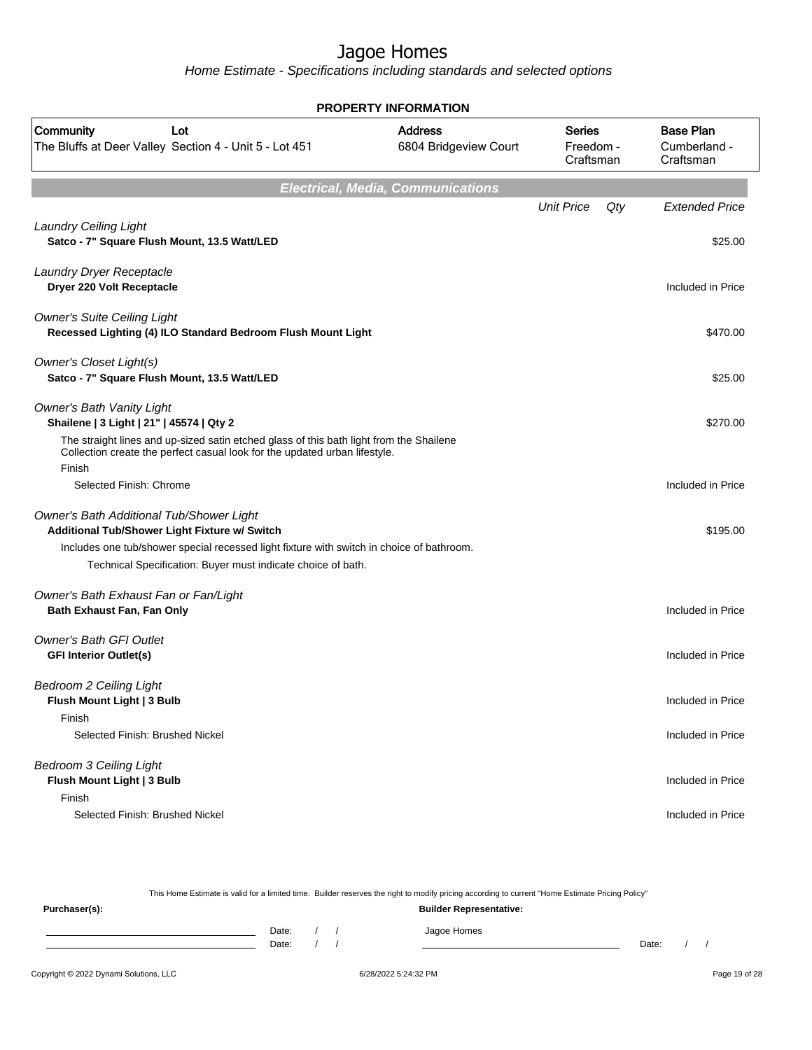# Jagoe Homes

Home Estimate - Specifications including standards and selected options

**PROPERTY INFORMATION**

| Community | Lot | Address | Series | Base Plan |
|---|---|---|---|---|
| The Bluffs at Deer Valley | Section 4 - Unit 5 - Lot 451 | 6804 Bridgeview Court | Freedom - Craftsman | Cumberland - Craftsman |

## Electrical, Media, Communications

| | Unit Price | Qty | Extended Price |
|---|---|---|---|
| *Laundry Ceiling Light* | | | |
| **Satco - 7" Square Flush Mount, 13.5 Watt/LED** | | | $25.00 |
| *Laundry Dryer Receptacle* | | | |
| **Dryer 220 Volt Receptacle** | | | Included in Price |
| *Owner's Suite Ceiling Light* | | | |
| **Recessed Lighting (4) ILO Standard Bedroom Flush Mount Light** | | | $470.00 |
| *Owner's Closet Light(s)* | | | |
| **Satco - 7" Square Flush Mount, 13.5 Watt/LED** | | | $25.00 |
| *Owner's Bath Vanity Light* | | | |
| **Shailene \| 3 Light \| 21" \| 45574 \| Qty 2** | | | $270.00 |
| The straight lines and up-sized satin etched glass of this bath light from the Shailene Collection create the perfect casual look for the updated urban lifestyle. | | | |
| Finish | | | |
| Selected Finish: Chrome | | | Included in Price |
| *Owner's Bath Additional Tub/Shower Light* | | | |
| **Additional Tub/Shower Light Fixture w/ Switch** | | | $195.00 |
| Includes one tub/shower special recessed light fixture with switch in choice of bathroom. | | | |
| Technical Specification: Buyer must indicate choice of bath. | | | |
| *Owner's Bath Exhaust Fan or Fan/Light* | | | |
| **Bath Exhaust Fan, Fan Only** | | | Included in Price |
| *Owner's Bath GFI Outlet* | | | |
| **GFI Interior Outlet(s)** | | | Included in Price |
| *Bedroom 2 Ceiling Light* | | | |
| **Flush Mount Light \| 3 Bulb** | | | Included in Price |
| Finish | | | |
| Selected Finish: Brushed Nickel | | | Included in Price |
| *Bedroom 3 Ceiling Light* | | | |
| **Flush Mount Light \| 3 Bulb** | | | Included in Price |
| Finish | | | |
| Selected Finish: Brushed Nickel | | | Included in Price |

This Home Estimate is valid for a limited time. Builder reserves the right to modify pricing according to current "Home Estimate Pricing Policy"

**Purchaser(s):** Date: / / Date: / /

**Builder Representative:** Jagoe Homes Date: / /

Copyright © 2022 Dynami Solutions, LLC 6/28/2022 5:24:32 PM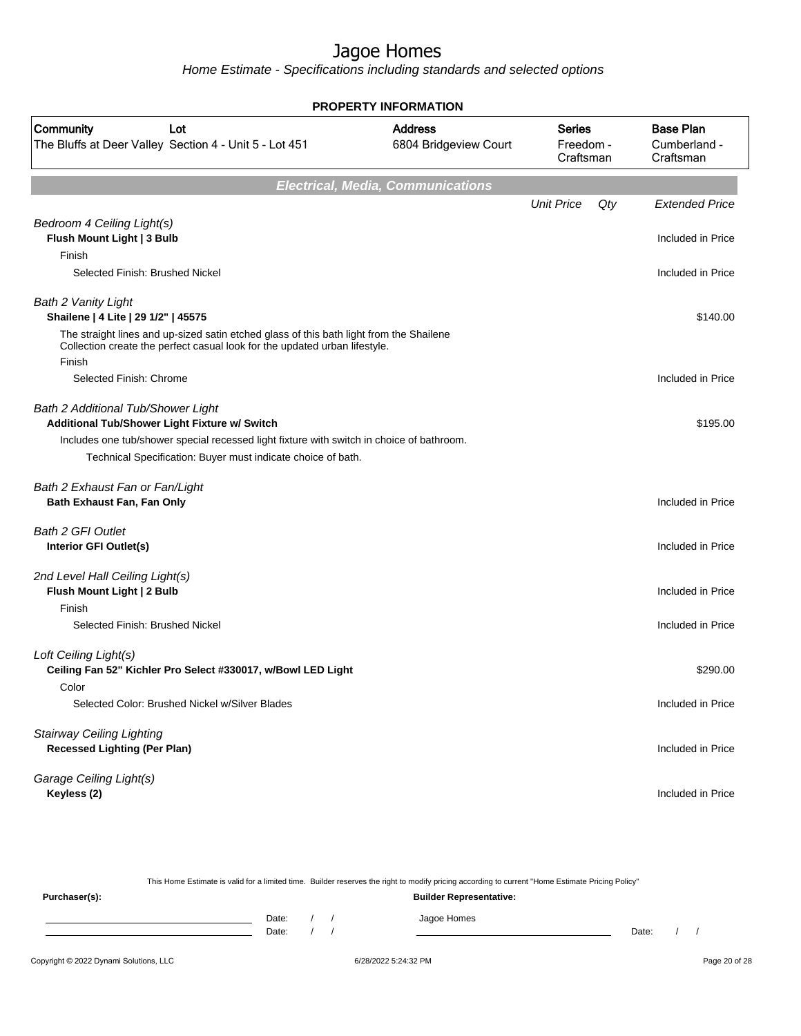# Jagoe Homes

Home Estimate - Specifications including standards and selected options

## PROPERTY INFORMATION

| Community | Lot | Address | Series | Base Plan |
|---|---|---|---|---|
| The Bluffs at Deer Valley | Section 4 - Unit 5 - Lot 451 | 6804 Bridgeview Court | Freedom - Craftsman | Cumberland - Craftsman |

## Electrical, Media, Communications

| | Unit Price | Qty | Extended Price |
|---|---|---|---|
| *Bedroom 4 Ceiling Light(s)* | | | |
| **Flush Mount Light \| 3 Bulb** | | | Included in Price |
| Finish | | | |
| Selected Finish: Brushed Nickel | | | Included in Price |
| *Bath 2 Vanity Light* | | | |
| **Shailene \| 4 Lite \| 29 1/2" \| 45575** | | | $140.00 |
| The straight lines and up-sized satin etched glass of this bath light from the Shailene Collection create the perfect casual look for the updated urban lifestyle. | | | |
| Finish | | | |
| Selected Finish: Chrome | | | Included in Price |
| *Bath 2 Additional Tub/Shower Light* | | | |
| **Additional Tub/Shower Light Fixture w/ Switch** | | | $195.00 |
| Includes one tub/shower special recessed light fixture with switch in choice of bathroom. | | | |
| Technical Specification: Buyer must indicate choice of bath. | | | |
| *Bath 2 Exhaust Fan or Fan/Light* | | | |
| **Bath Exhaust Fan, Fan Only** | | | Included in Price |
| *Bath 2 GFI Outlet* | | | |
| **Interior GFI Outlet(s)** | | | Included in Price |
| *2nd Level Hall Ceiling Light(s)* | | | |
| **Flush Mount Light \| 2 Bulb** | | | Included in Price |
| Finish | | | |
| Selected Finish: Brushed Nickel | | | Included in Price |
| *Loft Ceiling Light(s)* | | | |
| **Ceiling Fan 52" Kichler Pro Select #330017, w/Bowl LED Light** | | | $290.00 |
| Color | | | |
| Selected Color: Brushed Nickel w/Silver Blades | | | Included in Price |
| *Stairway Ceiling Lighting* | | | |
| **Recessed Lighting (Per Plan)** | | | Included in Price |
| *Garage Ceiling Light(s)* | | | |
| **Keyless (2)** | | | Included in Price |

This Home Estimate is valid for a limited time. Builder reserves the right to modify pricing according to current "Home Estimate Pricing Policy"

**Purchaser(s):** Date: / / Date: / /

**Builder Representative:** Jagoe Homes Date: / /

Copyright © 2022 Dynami Solutions, LLC 6/28/2022 5:24:32 PM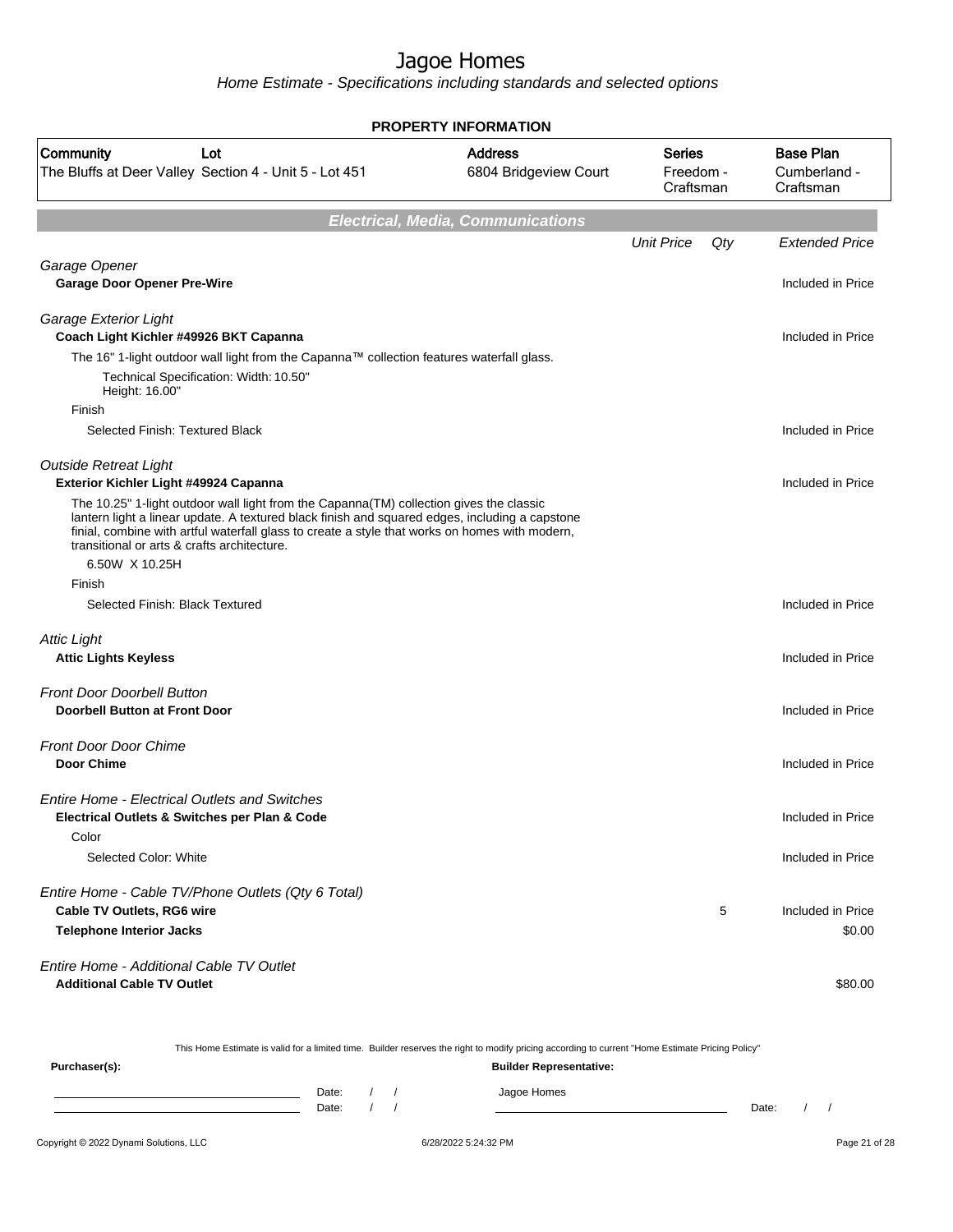# Jagoe Homes

*Home Estimate - Specifications including standards and selected options*

**PROPERTY INFORMATION**

| Community | Lot | Address | Series | Base Plan |
|---|---|---|---|---|
| The Bluffs at Deer Valley | Section 4 - Unit 5 - Lot 451 | 6804 Bridgeview Court | Freedom - Craftsman | Cumberland - Craftsman |

## Electrical, Media, Communications

| | Unit Price | Qty | Extended Price |
|---|---|---|---|
| *Garage Opener* | | | |
| **Garage Door Opener Pre-Wire** | | | Included in Price |
| *Garage Exterior Light* | | | |
| **Coach Light Kichler #49926 BKT Capanna** | | | Included in Price |
| The 16" 1-light outdoor wall light from the Capanna™ collection features waterfall glass. | | | |
| Technical Specification: Width: 10.50" Height: 16.00" | | | |
| Finish | | | |
| Selected Finish: Textured Black | | | Included in Price |
| *Outside Retreat Light* | | | |
| **Exterior Kichler Light #49924 Capanna** | | | Included in Price |
| The 10.25" 1-light outdoor wall light from the Capanna(TM) collection gives the classic lantern light a linear update. A textured black finish and squared edges, including a capstone finial, combine with artful waterfall glass to create a style that works on homes with modern, transitional or arts & crafts architecture. | | | |
| 6.50W X 10.25H | | | |
| Finish | | | |
| Selected Finish: Black Textured | | | Included in Price |
| *Attic Light* | | | |
| **Attic Lights Keyless** | | | Included in Price |
| *Front Door Doorbell Button* | | | |
| **Doorbell Button at Front Door** | | | Included in Price |
| *Front Door Door Chime* | | | |
| **Door Chime** | | | Included in Price |
| *Entire Home - Electrical Outlets and Switches* | | | |
| **Electrical Outlets & Switches per Plan & Code** | | | Included in Price |
| Color | | | |
| Selected Color: White | | | Included in Price |
| *Entire Home - Cable TV/Phone Outlets (Qty 6 Total)* | | | |
| **Cable TV Outlets, RG6 wire** | | 5 | Included in Price |
| **Telephone Interior Jacks** | | | $0.00 |
| *Entire Home - Additional Cable TV Outlet* | | | |
| **Additional Cable TV Outlet** | | | $80.00 |

This Home Estimate is valid for a limited time. Builder reserves the right to modify pricing according to current "Home Estimate Pricing Policy"

**Purchaser(s):** ______________________ Date: / /
______________________ Date: / /

**Builder Representative:**
Jagoe Homes
______________________ Date: / /

Copyright © 2022 Dynami Solutions, LLC — 6/28/2022 5:24:32 PM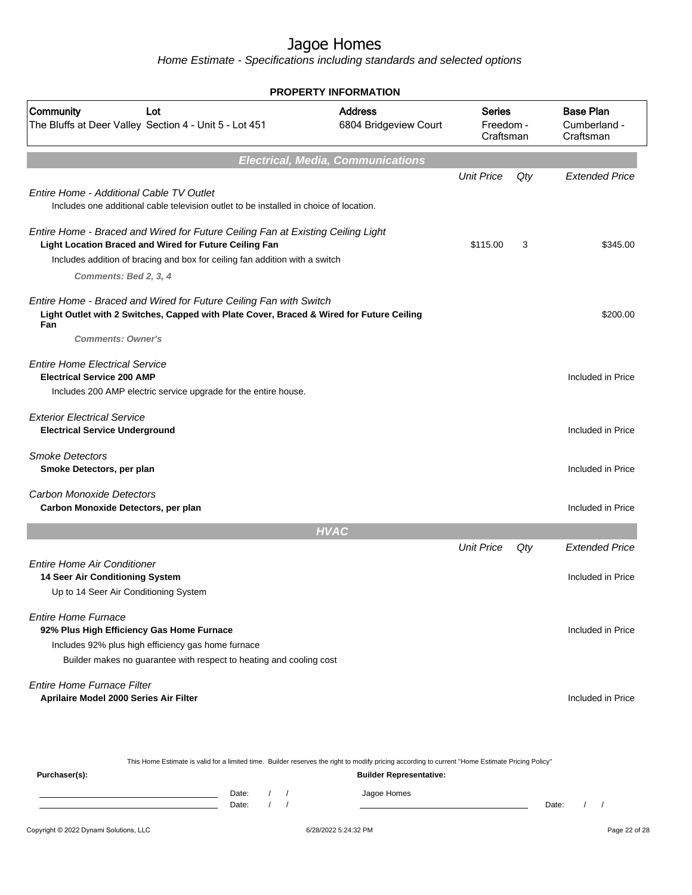# Jagoe Homes

*Home Estimate - Specifications including standards and selected options*

## PROPERTY INFORMATION

| Community | Lot | Address | Series | Base Plan |
|---|---|---|---|---|
| The Bluffs at Deer Valley | Section 4 - Unit 5 - Lot 451 | 6804 Bridgeview Court | Freedom - Craftsman | Cumberland - Craftsman |

## Electrical, Media, Communications

| | Unit Price | Qty | Extended Price |
|---|---|---|---|
| *Entire Home - Additional Cable TV Outlet*<br>Includes one additional cable television outlet to be installed in choice of location. | | | |
| *Entire Home - Braced and Wired for Future Ceiling Fan at Existing Ceiling Light*<br>**Light Location Braced and Wired for Future Ceiling Fan**<br>Includes addition of bracing and box for ceiling fan addition with a switch<br>***Comments: Bed 2, 3, 4*** | $115.00 | 3 | $345.00 |
| *Entire Home - Braced and Wired for Future Ceiling Fan with Switch*<br>**Light Outlet with 2 Switches, Capped with Plate Cover, Braced & Wired for Future Ceiling Fan**<br>***Comments: Owner's*** | | | $200.00 |
| *Entire Home Electrical Service*<br>**Electrical Service 200 AMP**<br>Includes 200 AMP electric service upgrade for the entire house. | | | Included in Price |
| *Exterior Electrical Service*<br>**Electrical Service Underground** | | | Included in Price |
| *Smoke Detectors*<br>**Smoke Detectors, per plan** | | | Included in Price |
| *Carbon Monoxide Detectors*<br>**Carbon Monoxide Detectors, per plan** | | | Included in Price |

## HVAC

| | Unit Price | Qty | Extended Price |
|---|---|---|---|
| *Entire Home Air Conditioner*<br>**14 Seer Air Conditioning System**<br>Up to 14 Seer Air Conditioning System | | | Included in Price |
| *Entire Home Furnace*<br>**92% Plus High Efficiency Gas Home Furnace**<br>Includes 92% plus high efficiency gas home furnace<br>Builder makes no guarantee with respect to heating and cooling cost | | | Included in Price |
| *Entire Home Furnace Filter*<br>**Aprilaire Model 2000 Series Air Filter** | | | Included in Price |

This Home Estimate is valid for a limited time. Builder reserves the right to modify pricing according to current "Home Estimate Pricing Policy"

**Purchaser(s):** ______________________ Date: / /
______________________ Date: / /

**Builder Representative:** Jagoe Homes ______________________ Date: / /

Copyright © 2022 Dynami Solutions, LLC — 6/28/2022 5:24:32 PM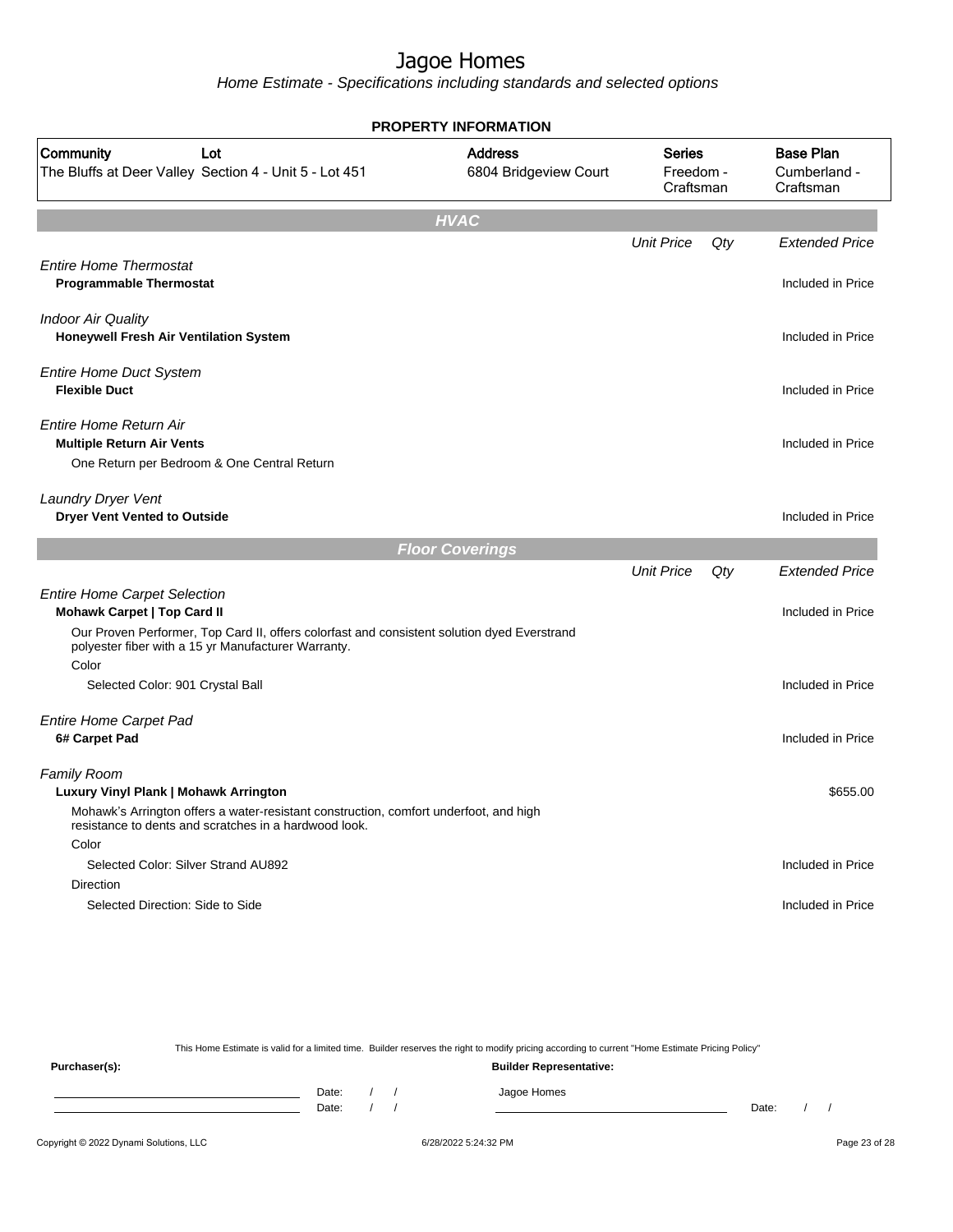# Jagoe Homes

*Home Estimate - Specifications including standards and selected options*

**PROPERTY INFORMATION**

| Community | Lot | Address | Series | Base Plan |
|---|---|---|---|---|
| The Bluffs at Deer Valley | Section 4 - Unit 5 - Lot 451 | 6804 Bridgeview Court | Freedom - Craftsman | Cumberland - Craftsman |

## HVAC

| | Unit Price | Qty | Extended Price |
|---|---|---|---|
| *Entire Home Thermostat* | | | |
| **Programmable Thermostat** | | | Included in Price |
| *Indoor Air Quality* | | | |
| **Honeywell Fresh Air Ventilation System** | | | Included in Price |
| *Entire Home Duct System* | | | |
| **Flexible Duct** | | | Included in Price |
| *Entire Home Return Air* | | | |
| **Multiple Return Air Vents** | | | Included in Price |
| One Return per Bedroom & One Central Return | | | |
| *Laundry Dryer Vent* | | | |
| **Dryer Vent Vented to Outside** | | | Included in Price |

## Floor Coverings

| | Unit Price | Qty | Extended Price |
|---|---|---|---|
| *Entire Home Carpet Selection* | | | |
| **Mohawk Carpet \| Top Card II** | | | Included in Price |
| Our Proven Performer, Top Card II, offers colorfast and consistent solution dyed Everstrand polyester fiber with a 15 yr Manufacturer Warranty. | | | |
| Color | | | |
| Selected Color: 901 Crystal Ball | | | Included in Price |
| *Entire Home Carpet Pad* | | | |
| **6# Carpet Pad** | | | Included in Price |
| *Family Room* | | | |
| **Luxury Vinyl Plank \| Mohawk Arrington** | | | $655.00 |
| Mohawk's Arrington offers a water-resistant construction, comfort underfoot, and high resistance to dents and scratches in a hardwood look. | | | |
| Color | | | |
| Selected Color: Silver Strand AU892 | | | Included in Price |
| Direction | | | |
| Selected Direction: Side to Side | | | Included in Price |

This Home Estimate is valid for a limited time. Builder reserves the right to modify pricing according to current "Home Estimate Pricing Policy"

**Purchaser(s):** **Builder Representative:**

Date: / / Jagoe Homes
Date: / / Date: / /

Copyright © 2022 Dynami Solutions, LLC 6/28/2022 5:24:32 PM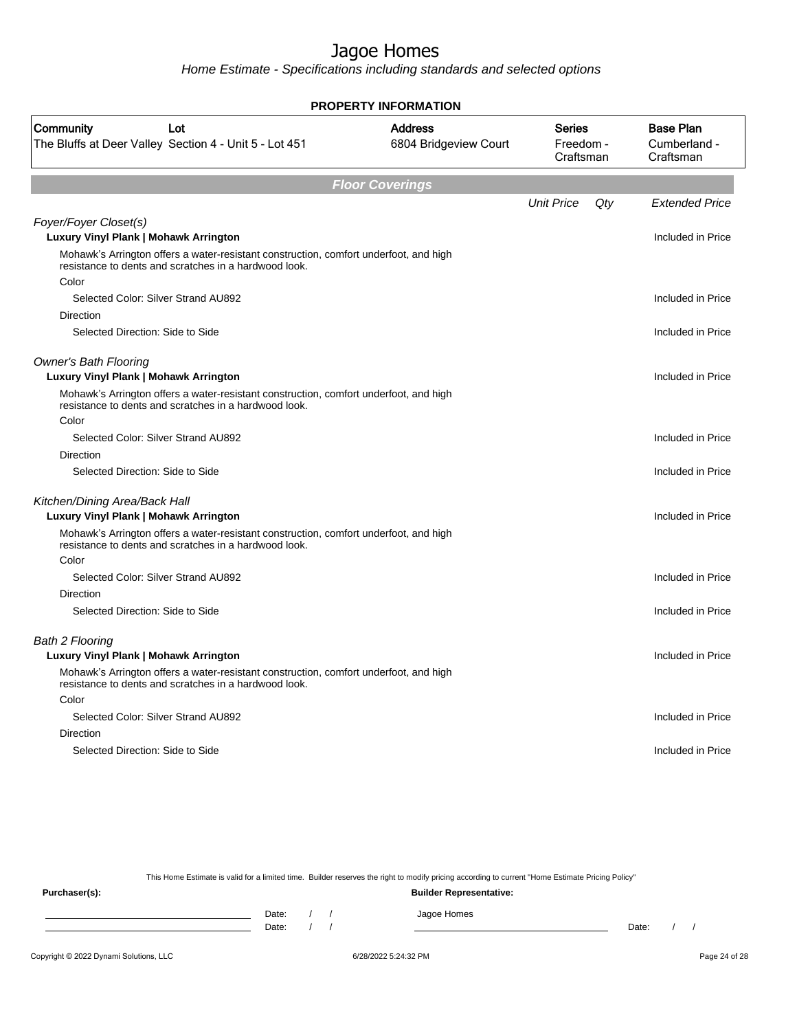# Jagoe Homes

*Home Estimate - Specifications including standards and selected options*

**PROPERTY INFORMATION**

| Community | Lot | Address | Series | Base Plan |
|---|---|---|---|---|
| The Bluffs at Deer Valley | Section 4 - Unit 5 - Lot 451 | 6804 Bridgeview Court | Freedom - Craftsman | Cumberland - Craftsman |

## Floor Coverings

| | Unit Price | Qty | Extended Price |
|---|---|---|---|
| *Foyer/Foyer Closet(s)* | | | |
| **Luxury Vinyl Plank \| Mohawk Arrington** | | | Included in Price |
| Mohawk's Arrington offers a water-resistant construction, comfort underfoot, and high resistance to dents and scratches in a hardwood look. | | | |
| Color | | | |
| Selected Color: Silver Strand AU892 | | | Included in Price |
| Direction | | | |
| Selected Direction: Side to Side | | | Included in Price |
| *Owner's Bath Flooring* | | | |
| **Luxury Vinyl Plank \| Mohawk Arrington** | | | Included in Price |
| Mohawk's Arrington offers a water-resistant construction, comfort underfoot, and high resistance to dents and scratches in a hardwood look. | | | |
| Color | | | |
| Selected Color: Silver Strand AU892 | | | Included in Price |
| Direction | | | |
| Selected Direction: Side to Side | | | Included in Price |
| *Kitchen/Dining Area/Back Hall* | | | |
| **Luxury Vinyl Plank \| Mohawk Arrington** | | | Included in Price |
| Mohawk's Arrington offers a water-resistant construction, comfort underfoot, and high resistance to dents and scratches in a hardwood look. | | | |
| Color | | | |
| Selected Color: Silver Strand AU892 | | | Included in Price |
| Direction | | | |
| Selected Direction: Side to Side | | | Included in Price |
| *Bath 2 Flooring* | | | |
| **Luxury Vinyl Plank \| Mohawk Arrington** | | | Included in Price |
| Mohawk's Arrington offers a water-resistant construction, comfort underfoot, and high resistance to dents and scratches in a hardwood look. | | | |
| Color | | | |
| Selected Color: Silver Strand AU892 | | | Included in Price |
| Direction | | | |
| Selected Direction: Side to Side | | | Included in Price |

This Home Estimate is valid for a limited time. Builder reserves the right to modify pricing according to current "Home Estimate Pricing Policy"

**Purchaser(s):**

Date: / /

Date: / /

**Builder Representative:**

Jagoe Homes

Date: / /

Copyright © 2022 Dynami Solutions, LLC 6/28/2022 5:24:32 PM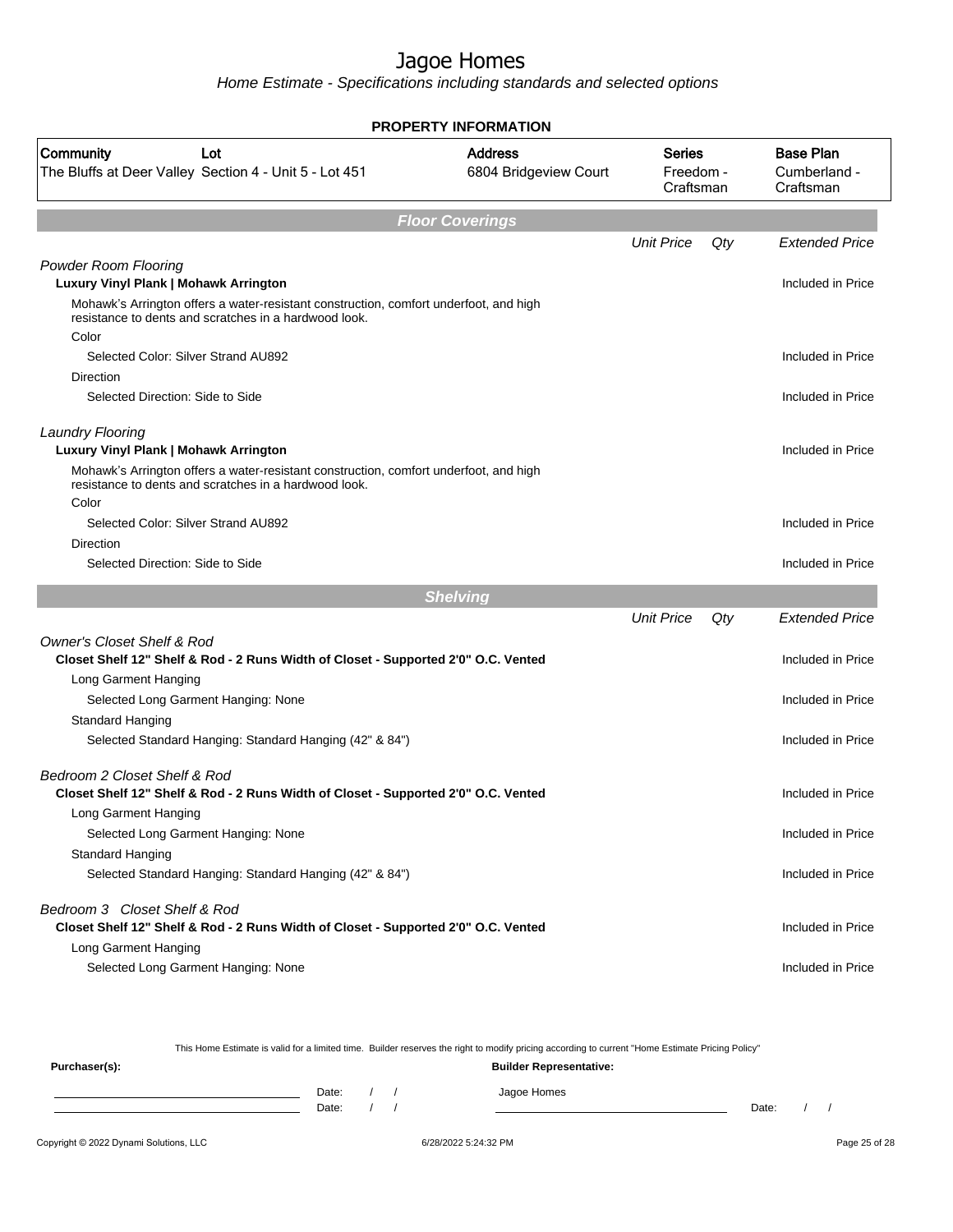# Jagoe Homes

*Home Estimate - Specifications including standards and selected options*

**PROPERTY INFORMATION**

| Community | Lot | Address | Series | Base Plan |
|---|---|---|---|---|
| The Bluffs at Deer Valley | Section 4 - Unit 5 - Lot 451 | 6804 Bridgeview Court | Freedom - Craftsman | Cumberland - Craftsman |

## Floor Coverings

| | Unit Price | Qty | Extended Price |
|---|---|---|---|
| *Powder Room Flooring* | | | |
| **Luxury Vinyl Plank \| Mohawk Arrington** | | | Included in Price |
| Mohawk's Arrington offers a water-resistant construction, comfort underfoot, and high resistance to dents and scratches in a hardwood look. | | | |
| Color | | | |
| Selected Color: Silver Strand AU892 | | | Included in Price |
| Direction | | | |
| Selected Direction: Side to Side | | | Included in Price |
| *Laundry Flooring* | | | |
| **Luxury Vinyl Plank \| Mohawk Arrington** | | | Included in Price |
| Mohawk's Arrington offers a water-resistant construction, comfort underfoot, and high resistance to dents and scratches in a hardwood look. | | | |
| Color | | | |
| Selected Color: Silver Strand AU892 | | | Included in Price |
| Direction | | | |
| Selected Direction: Side to Side | | | Included in Price |

## Shelving

| | Unit Price | Qty | Extended Price |
|---|---|---|---|
| *Owner's Closet Shelf & Rod* | | | |
| **Closet Shelf 12" Shelf & Rod - 2 Runs Width of Closet - Supported 2'0" O.C. Vented** | | | Included in Price |
| Long Garment Hanging | | | |
| Selected Long Garment Hanging: None | | | Included in Price |
| Standard Hanging | | | |
| Selected Standard Hanging: Standard Hanging (42" & 84") | | | Included in Price |
| *Bedroom 2 Closet Shelf & Rod* | | | |
| **Closet Shelf 12" Shelf & Rod - 2 Runs Width of Closet - Supported 2'0" O.C. Vented** | | | Included in Price |
| Long Garment Hanging | | | |
| Selected Long Garment Hanging: None | | | Included in Price |
| Standard Hanging | | | |
| Selected Standard Hanging: Standard Hanging (42" & 84") | | | Included in Price |
| *Bedroom 3 Closet Shelf & Rod* | | | |
| **Closet Shelf 12" Shelf & Rod - 2 Runs Width of Closet - Supported 2'0" O.C. Vented** | | | Included in Price |
| Long Garment Hanging | | | |
| Selected Long Garment Hanging: None | | | Included in Price |

This Home Estimate is valid for a limited time. Builder reserves the right to modify pricing according to current "Home Estimate Pricing Policy"

**Purchaser(s):** ______________________ Date: / / 
______________________ Date: / /

**Builder Representative:**
Jagoe Homes
______________________ Date: / /

Copyright © 2022 Dynami Solutions, LLC — 6/28/2022 5:24:32 PM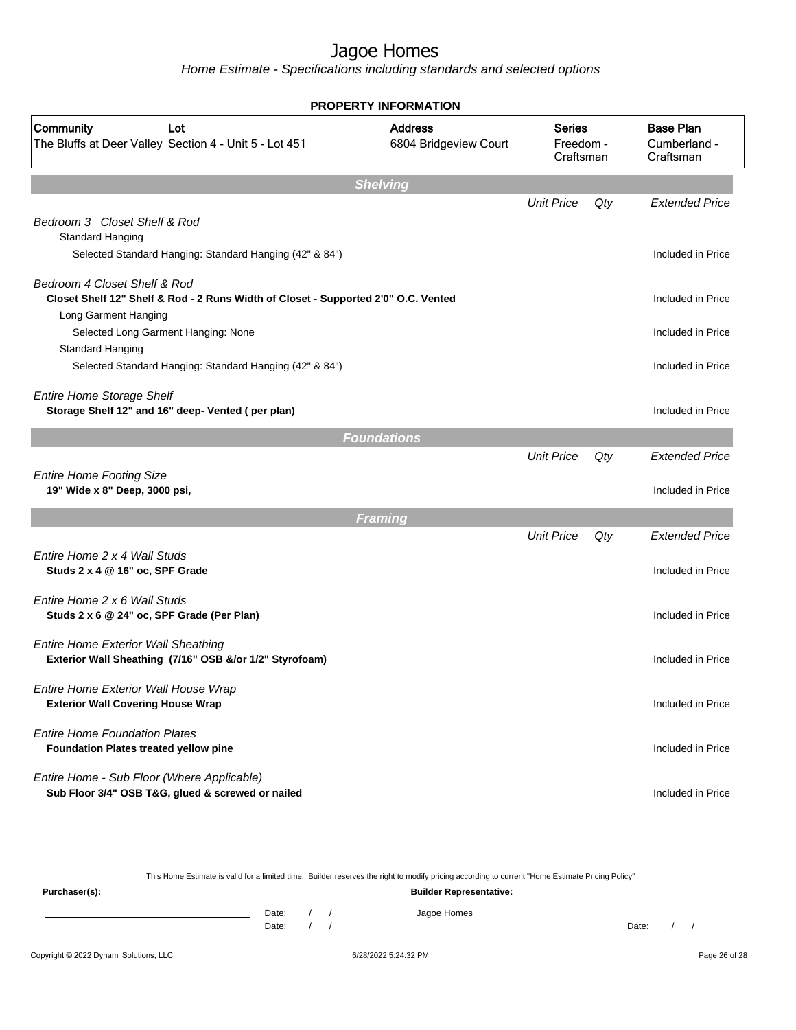# Jagoe Homes

*Home Estimate - Specifications including standards and selected options*

**PROPERTY INFORMATION**

| Community | Lot | Address | Series | Base Plan |
|---|---|---|---|---|
| The Bluffs at Deer Valley | Section 4 - Unit 5 - Lot 451 | 6804 Bridgeview Court | Freedom - Craftsman | Cumberland - Craftsman |

## Shelving

| | Unit Price | Qty | Extended Price |
|---|---|---|---|
| *Bedroom 3 Closet Shelf & Rod* | | | |
| Standard Hanging | | | |
| Selected Standard Hanging: Standard Hanging (42" & 84") | | | Included in Price |
| *Bedroom 4 Closet Shelf & Rod* | | | |
| **Closet Shelf 12" Shelf & Rod - 2 Runs Width of Closet - Supported 2'0" O.C. Vented** | | | Included in Price |
| Long Garment Hanging | | | |
| Selected Long Garment Hanging: None | | | Included in Price |
| Standard Hanging | | | |
| Selected Standard Hanging: Standard Hanging (42" & 84") | | | Included in Price |
| *Entire Home Storage Shelf* | | | |
| **Storage Shelf 12" and 16" deep- Vented ( per plan)** | | | Included in Price |

## Foundations

| | Unit Price | Qty | Extended Price |
|---|---|---|---|
| *Entire Home Footing Size* | | | |
| **19" Wide x 8" Deep, 3000 psi,** | | | Included in Price |

## Framing

| | Unit Price | Qty | Extended Price |
|---|---|---|---|
| *Entire Home 2 x 4 Wall Studs* | | | |
| **Studs 2 x 4 @ 16" oc, SPF Grade** | | | Included in Price |
| *Entire Home 2 x 6 Wall Studs* | | | |
| **Studs 2 x 6 @ 24" oc, SPF Grade (Per Plan)** | | | Included in Price |
| *Entire Home Exterior Wall Sheathing* | | | |
| **Exterior Wall Sheathing (7/16" OSB &/or 1/2" Styrofoam)** | | | Included in Price |
| *Entire Home Exterior Wall House Wrap* | | | |
| **Exterior Wall Covering House Wrap** | | | Included in Price |
| *Entire Home Foundation Plates* | | | |
| **Foundation Plates treated yellow pine** | | | Included in Price |
| *Entire Home - Sub Floor (Where Applicable)* | | | |
| **Sub Floor 3/4" OSB T&G, glued & screwed or nailed** | | | Included in Price |

This Home Estimate is valid for a limited time. Builder reserves the right to modify pricing according to current "Home Estimate Pricing Policy"

**Purchaser(s):**

Date: / /

Date: / /

**Builder Representative:**

Jagoe Homes

Date: / /

Copyright © 2022 Dynami Solutions, LLC — 6/28/2022 5:24:32 PM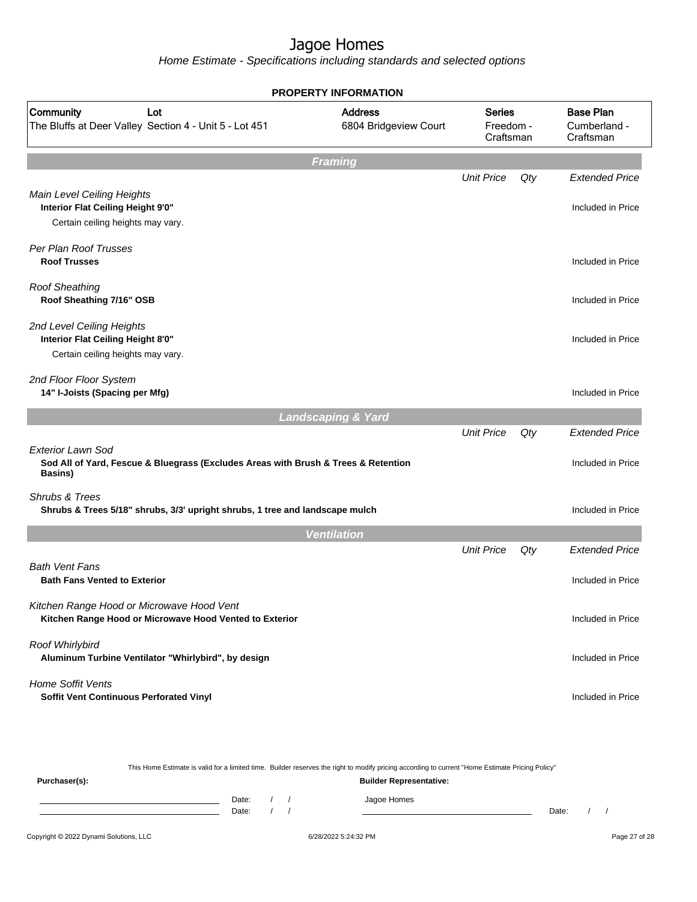# Jagoe Homes

*Home Estimate - Specifications including standards and selected options*

## PROPERTY INFORMATION

| Community | Lot | Address | Series | Base Plan |
|---|---|---|---|---|
| The Bluffs at Deer Valley | Section 4 - Unit 5 - Lot 451 | 6804 Bridgeview Court | Freedom - Craftsman | Cumberland - Craftsman |

## Framing

| | Unit Price | Qty | Extended Price |
|---|---|---|---|
| *Main Level Ceiling Heights*<br>**Interior Flat Ceiling Height 9'0"**<br>Certain ceiling heights may vary. | | | Included in Price |
| *Per Plan Roof Trusses*<br>**Roof Trusses** | | | Included in Price |
| *Roof Sheathing*<br>**Roof Sheathing 7/16" OSB** | | | Included in Price |
| *2nd Level Ceiling Heights*<br>**Interior Flat Ceiling Height 8'0"**<br>Certain ceiling heights may vary. | | | Included in Price |
| *2nd Floor Floor System*<br>**14" I-Joists (Spacing per Mfg)** | | | Included in Price |

## Landscaping & Yard

| | Unit Price | Qty | Extended Price |
|---|---|---|---|
| *Exterior Lawn Sod*<br>**Sod All of Yard, Fescue & Bluegrass (Excludes Areas with Brush & Trees & Retention Basins)** | | | Included in Price |
| *Shrubs & Trees*<br>**Shrubs & Trees 5/18" shrubs, 3/3' upright shrubs, 1 tree and landscape mulch** | | | Included in Price |

## Ventilation

| | Unit Price | Qty | Extended Price |
|---|---|---|---|
| *Bath Vent Fans*<br>**Bath Fans Vented to Exterior** | | | Included in Price |
| *Kitchen Range Hood or Microwave Hood Vent*<br>**Kitchen Range Hood or Microwave Hood Vented to Exterior** | | | Included in Price |
| *Roof Whirlybird*<br>**Aluminum Turbine Ventilator "Whirlybird", by design** | | | Included in Price |
| *Home Soffit Vents*<br>**Soffit Vent Continuous Perforated Vinyl** | | | Included in Price |

This Home Estimate is valid for a limited time. Builder reserves the right to modify pricing according to current "Home Estimate Pricing Policy"

**Purchaser(s):**

Date: / /
Date: / /

**Builder Representative:**

Jagoe Homes

Date: / /

Copyright © 2022 Dynami Solutions, LLC — 6/28/2022 5:24:32 PM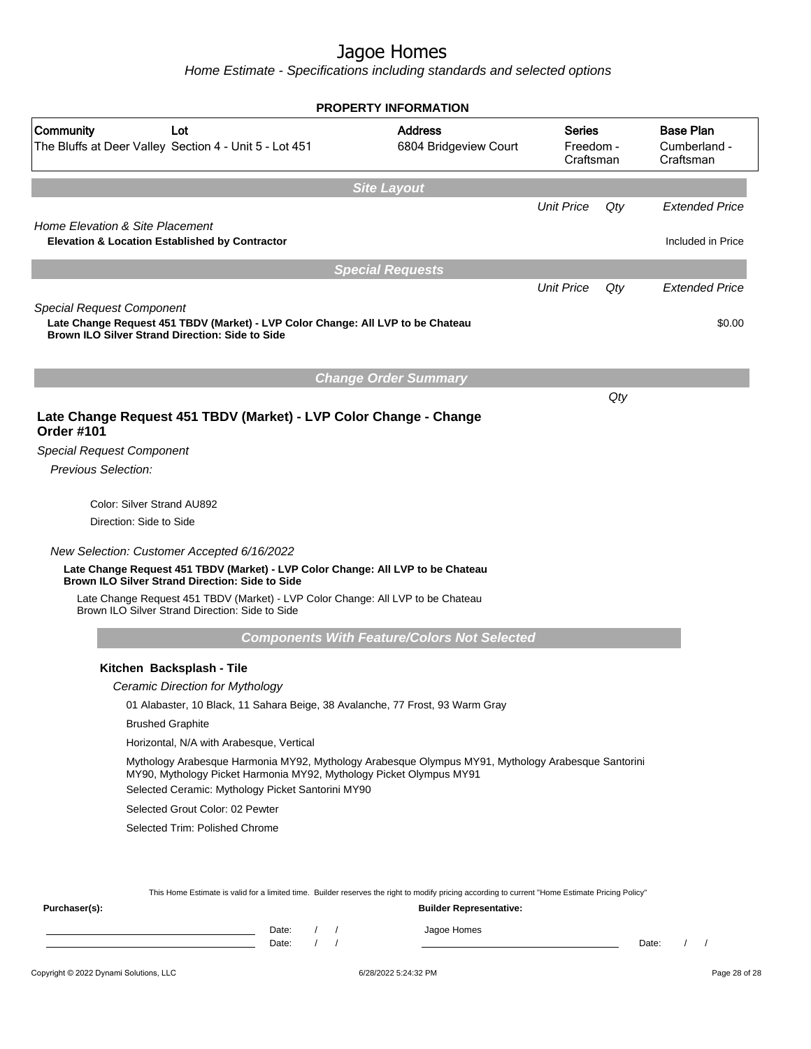# Jagoe Homes

*Home Estimate - Specifications including standards and selected options*

**PROPERTY INFORMATION**

| Community | Lot | Address | Series | Base Plan |
|---|---|---|---|---|
| The Bluffs at Deer Valley | Section 4 - Unit 5 - Lot 451 | 6804 Bridgeview Court | Freedom - Craftsman | Cumberland - Craftsman |

## Site Layout

| | Unit Price | Qty | Extended Price |
|---|---|---|---|
| *Home Elevation & Site Placement* | | | |
| **Elevation & Location Established by Contractor** | | | Included in Price |

## Special Requests

| | Unit Price | Qty | Extended Price |
|---|---|---|---|
| *Special Request Component* | | | |
| **Late Change Request 451 TBDV (Market) - LVP Color Change: All LVP to be Chateau Brown ILO Silver Strand Direction: Side to Side** | | | $0.00 |

## Change Order Summary

Qty

### Late Change Request 451 TBDV (Market) - LVP Color Change - Change Order #101

*Special Request Component*

*Previous Selection:*

Color: Silver Strand AU892

Direction: Side to Side

*New Selection: Customer Accepted 6/16/2022*

**Late Change Request 451 TBDV (Market) - LVP Color Change: All LVP to be Chateau Brown ILO Silver Strand Direction: Side to Side**

Late Change Request 451 TBDV (Market) - LVP Color Change: All LVP to be Chateau Brown ILO Silver Strand Direction: Side to Side

## Components With Feature/Colors Not Selected

**Kitchen Backsplash - Tile**

*Ceramic Direction for Mythology*

01 Alabaster, 10 Black, 11 Sahara Beige, 38 Avalanche, 77 Frost, 93 Warm Gray

Brushed Graphite

Horizontal, N/A with Arabesque, Vertical

Mythology Arabesque Harmonia MY92, Mythology Arabesque Olympus MY91, Mythology Arabesque Santorini MY90, Mythology Picket Harmonia MY92, Mythology Picket Olympus MY91

Selected Ceramic: Mythology Picket Santorini MY90

Selected Grout Color: 02 Pewter

Selected Trim: Polished Chrome

This Home Estimate is valid for a limited time. Builder reserves the right to modify pricing according to current "Home Estimate Pricing Policy"

**Purchaser(s):**

\_\_\_\_\_\_\_\_\_\_\_\_\_\_\_\_\_\_\_\_ Date: / /

\_\_\_\_\_\_\_\_\_\_\_\_\_\_\_\_\_\_\_\_ Date: / /

**Builder Representative:**

Jagoe Homes

\_\_\_\_\_\_\_\_\_\_\_\_\_\_\_\_\_\_\_\_ Date: / /